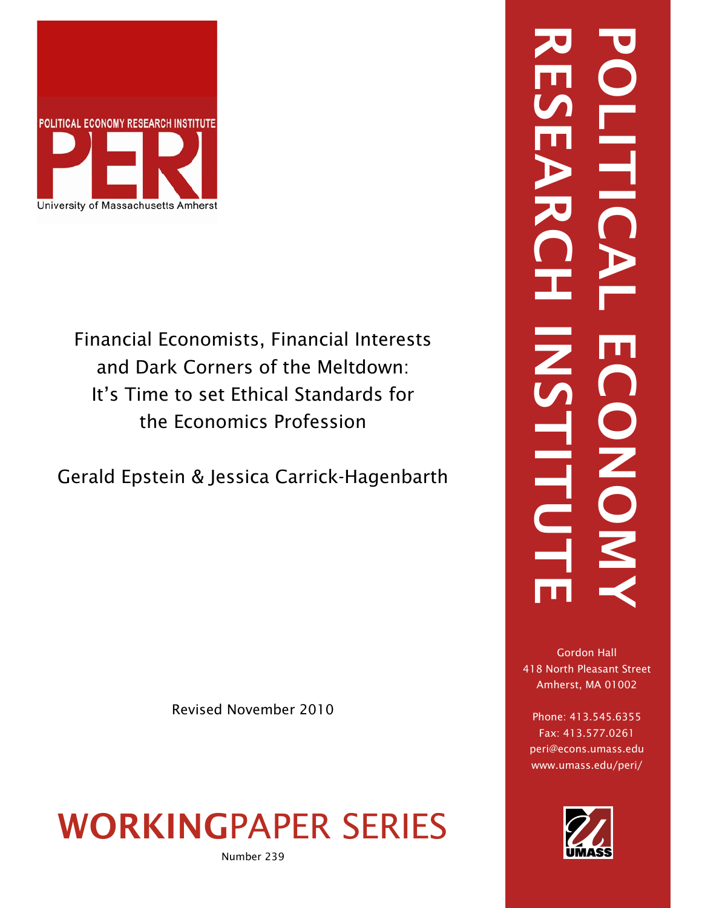POLITICAL ECONOMY RESEARCH INSTITUTE

PERI

University of Massachusetts Amherst

# Financial Economists, Financial Interests and Dark Corners of the Meltdown: It's Time to set Ethical Standards for the Economics Profession

Gerald Epstein & Jessica Carrick-Hagenbarth

Revised November 2010

**WORKING**PAPER SERIES

Number 239

POLITICAL ECONOMY RESEARCH INSTITUTE

Gordon Hall
418 North Pleasant Street
Amherst, MA 01002

Phone: 413.545.6355
Fax: 413.577.0261
peri@econs.umass.edu
www.umass.edu/peri/

UMASS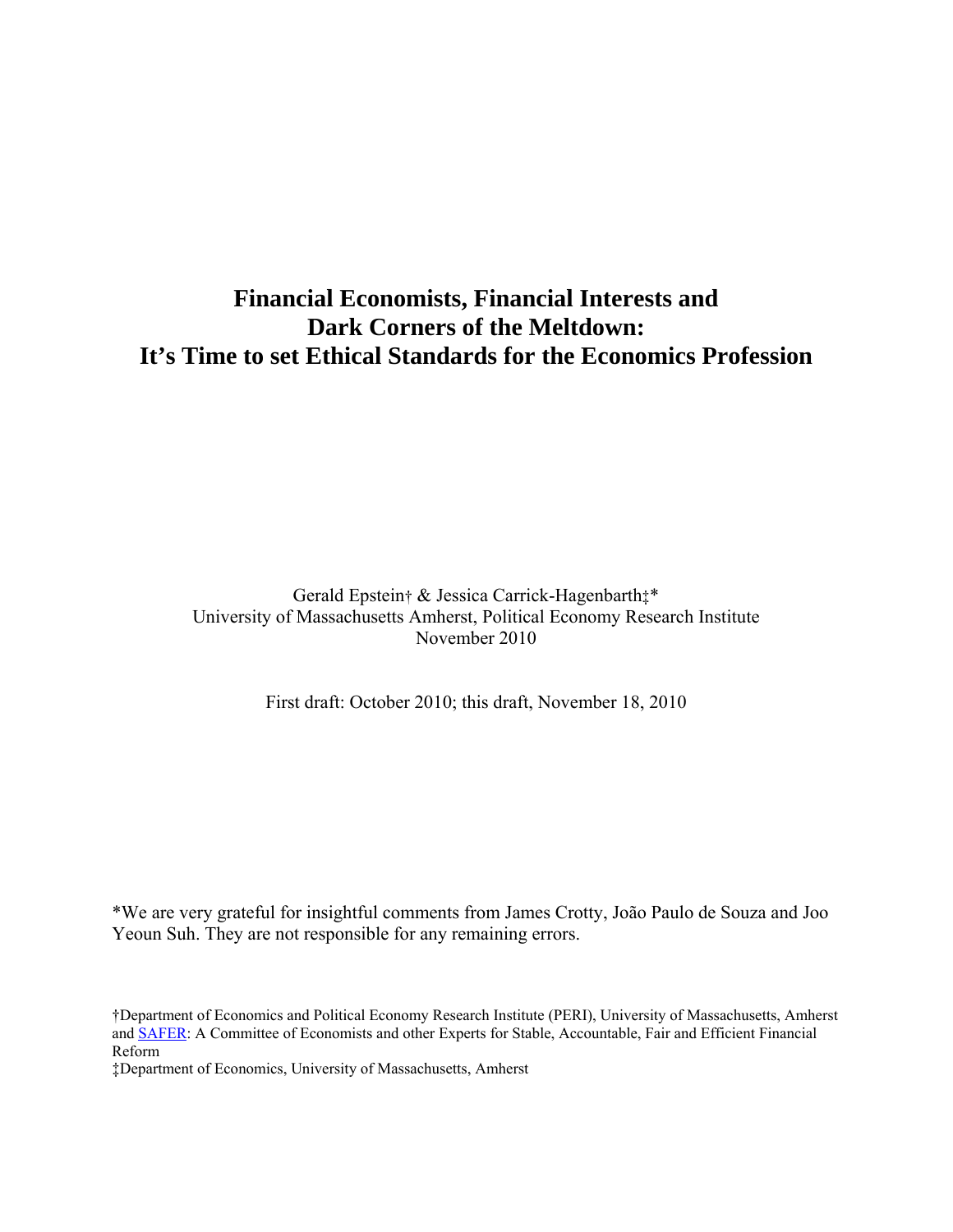# Financial Economists, Financial Interests and Dark Corners of the Meltdown: It's Time to set Ethical Standards for the Economics Profession

Gerald Epstein† & Jessica Carrick-Hagenbarth‡*
University of Massachusetts Amherst, Political Economy Research Institute
November 2010

First draft: October 2010; this draft, November 18, 2010

*We are very grateful for insightful comments from James Crotty, João Paulo de Souza and Joo Yeoun Suh. They are not responsible for any remaining errors.

†Department of Economics and Political Economy Research Institute (PERI), University of Massachusetts, Amherst and SAFER: A Committee of Economists and other Experts for Stable, Accountable, Fair and Efficient Financial Reform

‡Department of Economics, University of Massachusetts, Amherst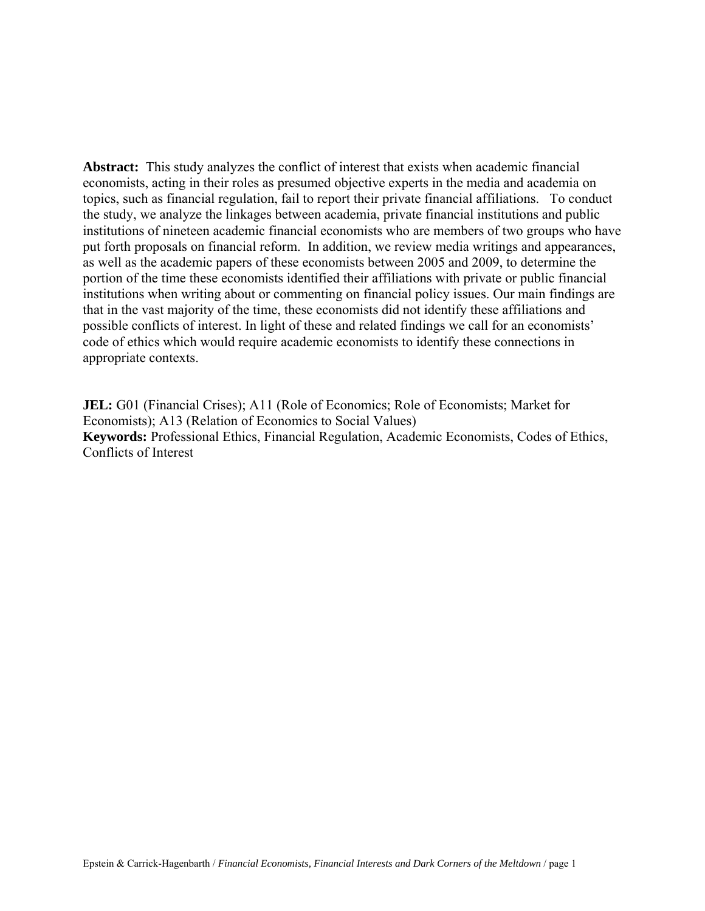**Abstract:** This study analyzes the conflict of interest that exists when academic financial economists, acting in their roles as presumed objective experts in the media and academia on topics, such as financial regulation, fail to report their private financial affiliations. To conduct the study, we analyze the linkages between academia, private financial institutions and public institutions of nineteen academic financial economists who are members of two groups who have put forth proposals on financial reform. In addition, we review media writings and appearances, as well as the academic papers of these economists between 2005 and 2009, to determine the portion of the time these economists identified their affiliations with private or public financial institutions when writing about or commenting on financial policy issues. Our main findings are that in the vast majority of the time, these economists did not identify these affiliations and possible conflicts of interest. In light of these and related findings we call for an economists' code of ethics which would require academic economists to identify these connections in appropriate contexts.

**JEL:** G01 (Financial Crises); A11 (Role of Economics; Role of Economists; Market for Economists); A13 (Relation of Economics to Social Values)
**Keywords:** Professional Ethics, Financial Regulation, Academic Economists, Codes of Ethics, Conflicts of Interest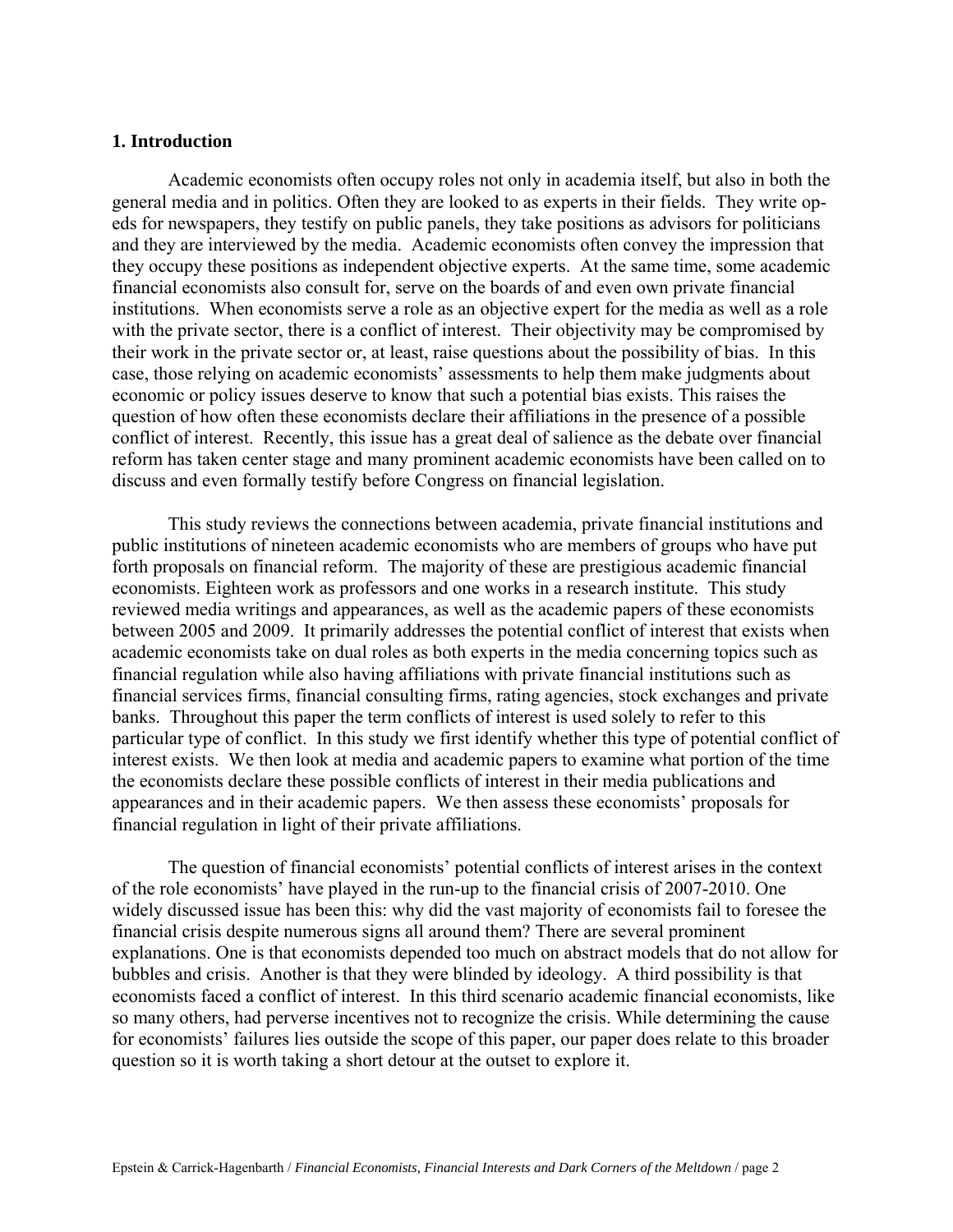## 1. Introduction

Academic economists often occupy roles not only in academia itself, but also in both the general media and in politics. Often they are looked to as experts in their fields. They write op-eds for newspapers, they testify on public panels, they take positions as advisors for politicians and they are interviewed by the media. Academic economists often convey the impression that they occupy these positions as independent objective experts. At the same time, some academic financial economists also consult for, serve on the boards of and even own private financial institutions. When economists serve a role as an objective expert for the media as well as a role with the private sector, there is a conflict of interest. Their objectivity may be compromised by their work in the private sector or, at least, raise questions about the possibility of bias. In this case, those relying on academic economists' assessments to help them make judgments about economic or policy issues deserve to know that such a potential bias exists. This raises the question of how often these economists declare their affiliations in the presence of a possible conflict of interest. Recently, this issue has a great deal of salience as the debate over financial reform has taken center stage and many prominent academic economists have been called on to discuss and even formally testify before Congress on financial legislation.

This study reviews the connections between academia, private financial institutions and public institutions of nineteen academic economists who are members of groups who have put forth proposals on financial reform. The majority of these are prestigious academic financial economists. Eighteen work as professors and one works in a research institute. This study reviewed media writings and appearances, as well as the academic papers of these economists between 2005 and 2009. It primarily addresses the potential conflict of interest that exists when academic economists take on dual roles as both experts in the media concerning topics such as financial regulation while also having affiliations with private financial institutions such as financial services firms, financial consulting firms, rating agencies, stock exchanges and private banks. Throughout this paper the term conflicts of interest is used solely to refer to this particular type of conflict. In this study we first identify whether this type of potential conflict of interest exists. We then look at media and academic papers to examine what portion of the time the economists declare these possible conflicts of interest in their media publications and appearances and in their academic papers. We then assess these economists' proposals for financial regulation in light of their private affiliations.

The question of financial economists' potential conflicts of interest arises in the context of the role economists' have played in the run-up to the financial crisis of 2007-2010. One widely discussed issue has been this: why did the vast majority of economists fail to foresee the financial crisis despite numerous signs all around them? There are several prominent explanations. One is that economists depended too much on abstract models that do not allow for bubbles and crisis. Another is that they were blinded by ideology. A third possibility is that economists faced a conflict of interest. In this third scenario academic financial economists, like so many others, had perverse incentives not to recognize the crisis. While determining the cause for economists' failures lies outside the scope of this paper, our paper does relate to this broader question so it is worth taking a short detour at the outset to explore it.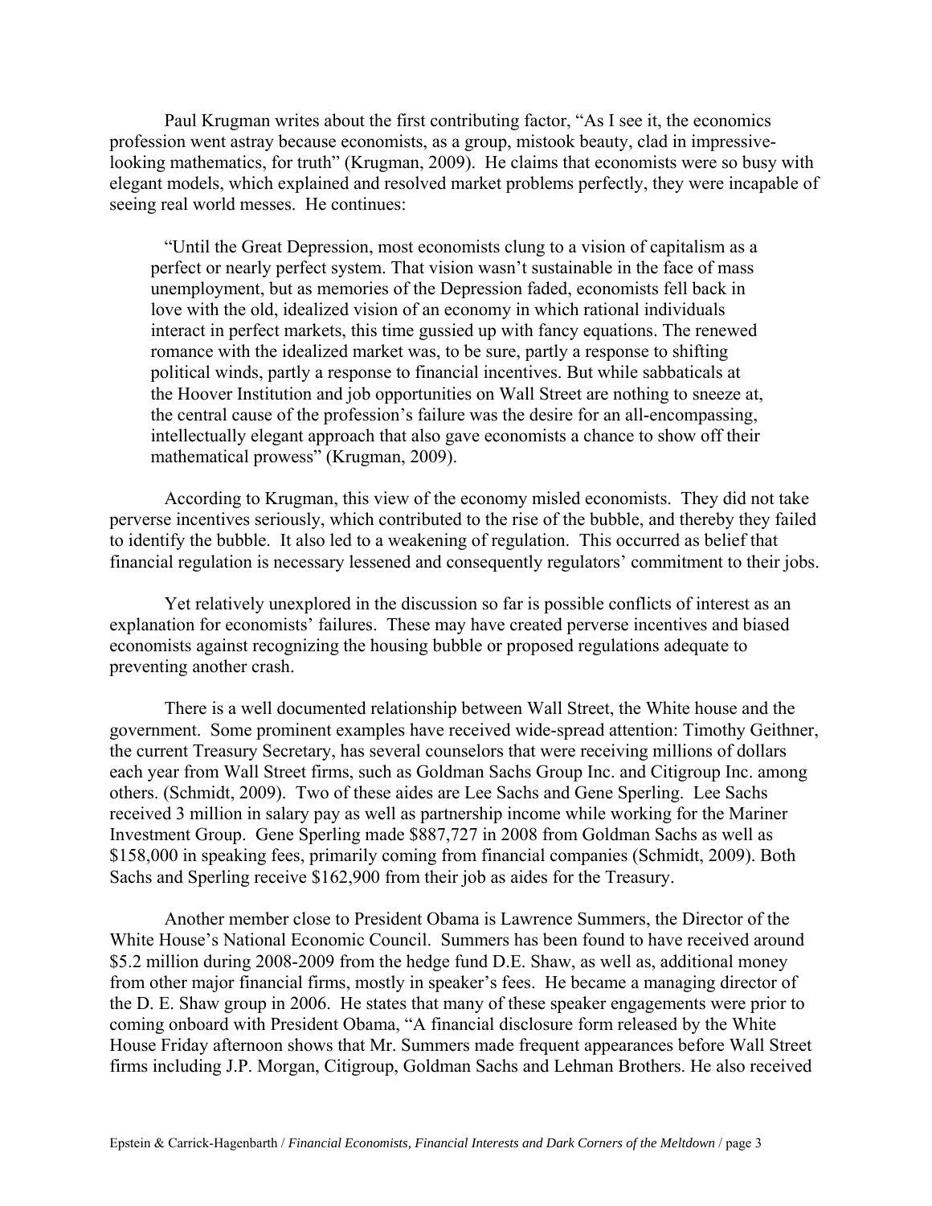Paul Krugman writes about the first contributing factor, "As I see it, the economics profession went astray because economists, as a group, mistook beauty, clad in impressive-looking mathematics, for truth" (Krugman, 2009). He claims that economists were so busy with elegant models, which explained and resolved market problems perfectly, they were incapable of seeing real world messes. He continues:

> "Until the Great Depression, most economists clung to a vision of capitalism as a perfect or nearly perfect system. That vision wasn't sustainable in the face of mass unemployment, but as memories of the Depression faded, economists fell back in love with the old, idealized vision of an economy in which rational individuals interact in perfect markets, this time gussied up with fancy equations. The renewed romance with the idealized market was, to be sure, partly a response to shifting political winds, partly a response to financial incentives. But while sabbaticals at the Hoover Institution and job opportunities on Wall Street are nothing to sneeze at, the central cause of the profession's failure was the desire for an all-encompassing, intellectually elegant approach that also gave economists a chance to show off their mathematical prowess" (Krugman, 2009).

According to Krugman, this view of the economy misled economists. They did not take perverse incentives seriously, which contributed to the rise of the bubble, and thereby they failed to identify the bubble. It also led to a weakening of regulation. This occurred as belief that financial regulation is necessary lessened and consequently regulators' commitment to their jobs.

Yet relatively unexplored in the discussion so far is possible conflicts of interest as an explanation for economists' failures. These may have created perverse incentives and biased economists against recognizing the housing bubble or proposed regulations adequate to preventing another crash.

There is a well documented relationship between Wall Street, the White house and the government. Some prominent examples have received wide-spread attention: Timothy Geithner, the current Treasury Secretary, has several counselors that were receiving millions of dollars each year from Wall Street firms, such as Goldman Sachs Group Inc. and Citigroup Inc. among others. (Schmidt, 2009). Two of these aides are Lee Sachs and Gene Sperling. Lee Sachs received 3 million in salary pay as well as partnership income while working for the Mariner Investment Group. Gene Sperling made $887,727 in 2008 from Goldman Sachs as well as $158,000 in speaking fees, primarily coming from financial companies (Schmidt, 2009). Both Sachs and Sperling receive $162,900 from their job as aides for the Treasury.

Another member close to President Obama is Lawrence Summers, the Director of the White House's National Economic Council. Summers has been found to have received around $5.2 million during 2008-2009 from the hedge fund D.E. Shaw, as well as, additional money from other major financial firms, mostly in speaker's fees. He became a managing director of the D. E. Shaw group in 2006. He states that many of these speaker engagements were prior to coming onboard with President Obama, "A financial disclosure form released by the White House Friday afternoon shows that Mr. Summers made frequent appearances before Wall Street firms including J.P. Morgan, Citigroup, Goldman Sachs and Lehman Brothers. He also received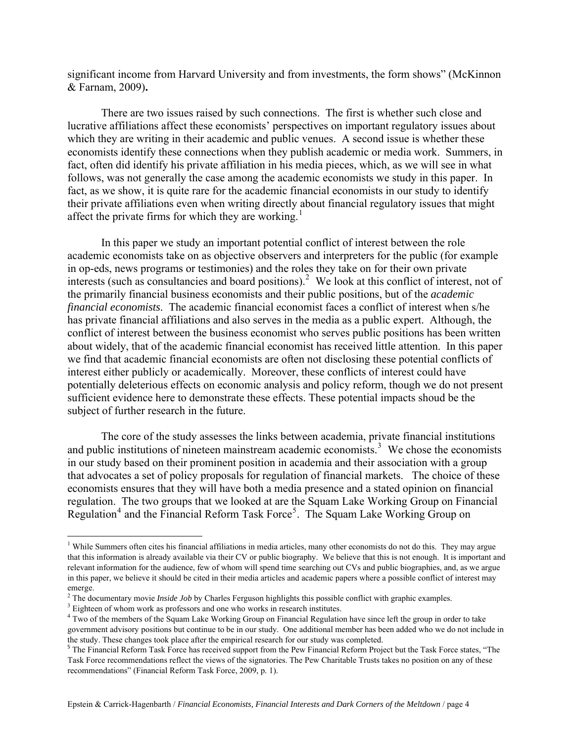significant income from Harvard University and from investments, the form shows" (McKinnon & Farnam, 2009)**.**

There are two issues raised by such connections. The first is whether such close and lucrative affiliations affect these economists' perspectives on important regulatory issues about which they are writing in their academic and public venues. A second issue is whether these economists identify these connections when they publish academic or media work. Summers, in fact, often did identify his private affiliation in his media pieces, which, as we will see in what follows, was not generally the case among the academic economists we study in this paper. In fact, as we show, it is quite rare for the academic financial economists in our study to identify their private affiliations even when writing directly about financial regulatory issues that might affect the private firms for which they are working.[1]

In this paper we study an important potential conflict of interest between the role academic economists take on as objective observers and interpreters for the public (for example in op-eds, news programs or testimonies) and the roles they take on for their own private interests (such as consultancies and board positions).[2] We look at this conflict of interest, not of the primarily financial business economists and their public positions, but of the *academic financial economists*. The academic financial economist faces a conflict of interest when s/he has private financial affiliations and also serves in the media as a public expert. Although, the conflict of interest between the business economist who serves public positions has been written about widely, that of the academic financial economist has received little attention. In this paper we find that academic financial economists are often not disclosing these potential conflicts of interest either publicly or academically. Moreover, these conflicts of interest could have potentially deleterious effects on economic analysis and policy reform, though we do not present sufficient evidence here to demonstrate these effects. These potential impacts shoud be the subject of further research in the future.

The core of the study assesses the links between academia, private financial institutions and public institutions of nineteen mainstream academic economists.[3] We chose the economists in our study based on their prominent position in academia and their association with a group that advocates a set of policy proposals for regulation of financial markets. The choice of these economists ensures that they will have both a media presence and a stated opinion on financial regulation. The two groups that we looked at are the Squam Lake Working Group on Financial Regulation[4] and the Financial Reform Task Force[5]. The Squam Lake Working Group on

---

[1] While Summers often cites his financial affiliations in media articles, many other economists do not do this. They may argue that this information is already available via their CV or public biography. We believe that this is not enough. It is important and relevant information for the audience, few of whom will spend time searching out CVs and public biographies, and, as we argue in this paper, we believe it should be cited in their media articles and academic papers where a possible conflict of interest may emerge.

[2] The documentary movie *Inside Job* by Charles Ferguson highlights this possible conflict with graphic examples.

[3] Eighteen of whom work as professors and one who works in research institutes.

[4] Two of the members of the Squam Lake Working Group on Financial Regulation have since left the group in order to take government advisory positions but continue to be in our study. One additional member has been added who we do not include in the study. These changes took place after the empirical research for our study was completed.

[5] The Financial Reform Task Force has received support from the Pew Financial Reform Project but the Task Force states, "The Task Force recommendations reflect the views of the signatories. The Pew Charitable Trusts takes no position on any of these recommendations" (Financial Reform Task Force, 2009, p. 1).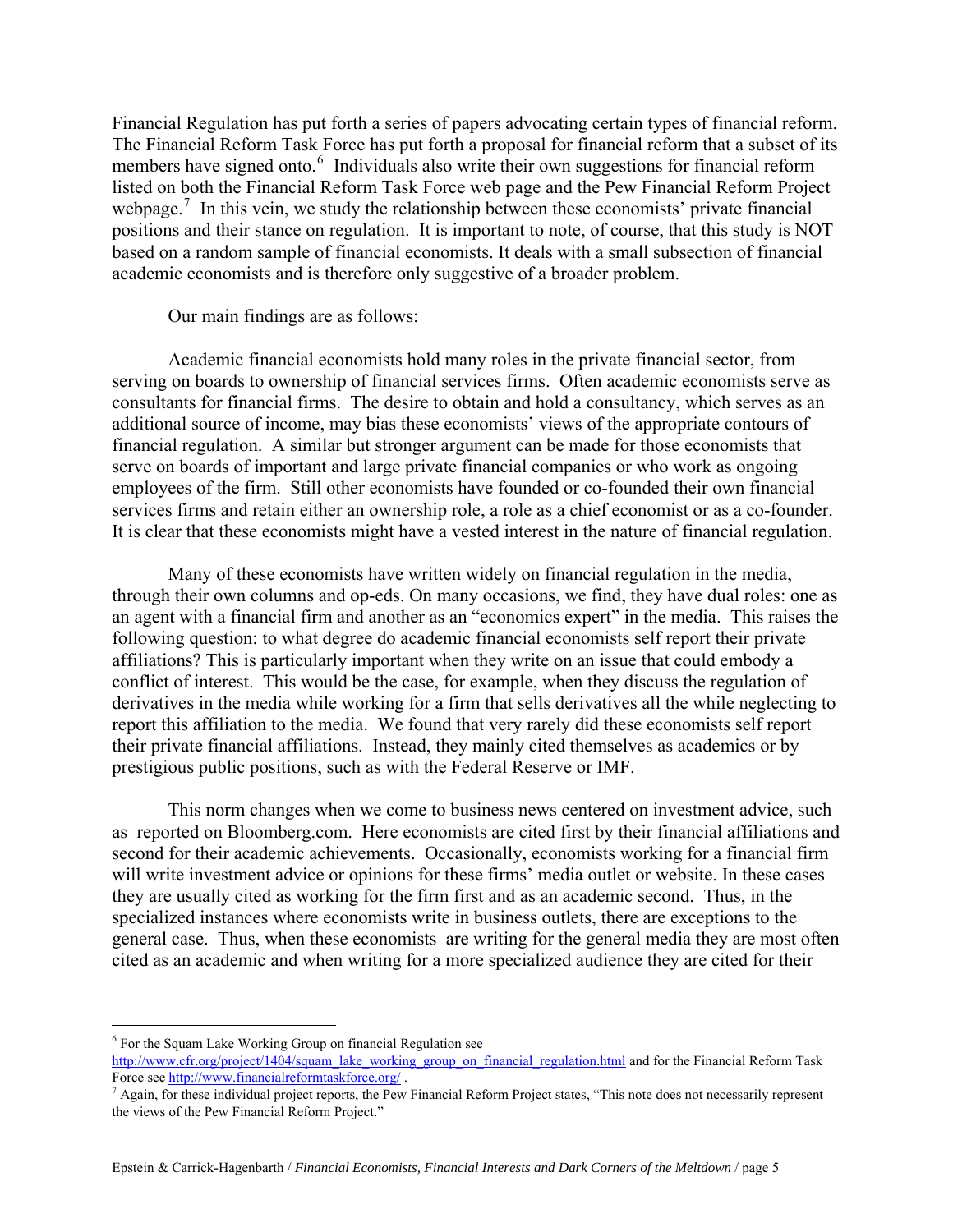Financial Regulation has put forth a series of papers advocating certain types of financial reform. The Financial Reform Task Force has put forth a proposal for financial reform that a subset of its members have signed onto.[6] Individuals also write their own suggestions for financial reform listed on both the Financial Reform Task Force web page and the Pew Financial Reform Project webpage.[7] In this vein, we study the relationship between these economists' private financial positions and their stance on regulation. It is important to note, of course, that this study is NOT based on a random sample of financial economists. It deals with a small subsection of financial academic economists and is therefore only suggestive of a broader problem.

Our main findings are as follows:

Academic financial economists hold many roles in the private financial sector, from serving on boards to ownership of financial services firms. Often academic economists serve as consultants for financial firms. The desire to obtain and hold a consultancy, which serves as an additional source of income, may bias these economists' views of the appropriate contours of financial regulation. A similar but stronger argument can be made for those economists that serve on boards of important and large private financial companies or who work as ongoing employees of the firm. Still other economists have founded or co-founded their own financial services firms and retain either an ownership role, a role as a chief economist or as a co-founder. It is clear that these economists might have a vested interest in the nature of financial regulation.

Many of these economists have written widely on financial regulation in the media, through their own columns and op-eds. On many occasions, we find, they have dual roles: one as an agent with a financial firm and another as an "economics expert" in the media. This raises the following question: to what degree do academic financial economists self report their private affiliations? This is particularly important when they write on an issue that could embody a conflict of interest. This would be the case, for example, when they discuss the regulation of derivatives in the media while working for a firm that sells derivatives all the while neglecting to report this affiliation to the media. We found that very rarely did these economists self report their private financial affiliations. Instead, they mainly cited themselves as academics or by prestigious public positions, such as with the Federal Reserve or IMF.

This norm changes when we come to business news centered on investment advice, such as reported on Bloomberg.com. Here economists are cited first by their financial affiliations and second for their academic achievements. Occasionally, economists working for a financial firm will write investment advice or opinions for these firms' media outlet or website. In these cases they are usually cited as working for the firm first and as an academic second. Thus, in the specialized instances where economists write in business outlets, there are exceptions to the general case. Thus, when these economists are writing for the general media they are most often cited as an academic and when writing for a more specialized audience they are cited for their

[6] For the Squam Lake Working Group on financial Regulation see http://www.cfr.org/project/1404/squam_lake_working_group_on_financial_regulation.html and for the Financial Reform Task Force see http://www.financialreformtaskforce.org/ .

[7] Again, for these individual project reports, the Pew Financial Reform Project states, "This note does not necessarily represent the views of the Pew Financial Reform Project."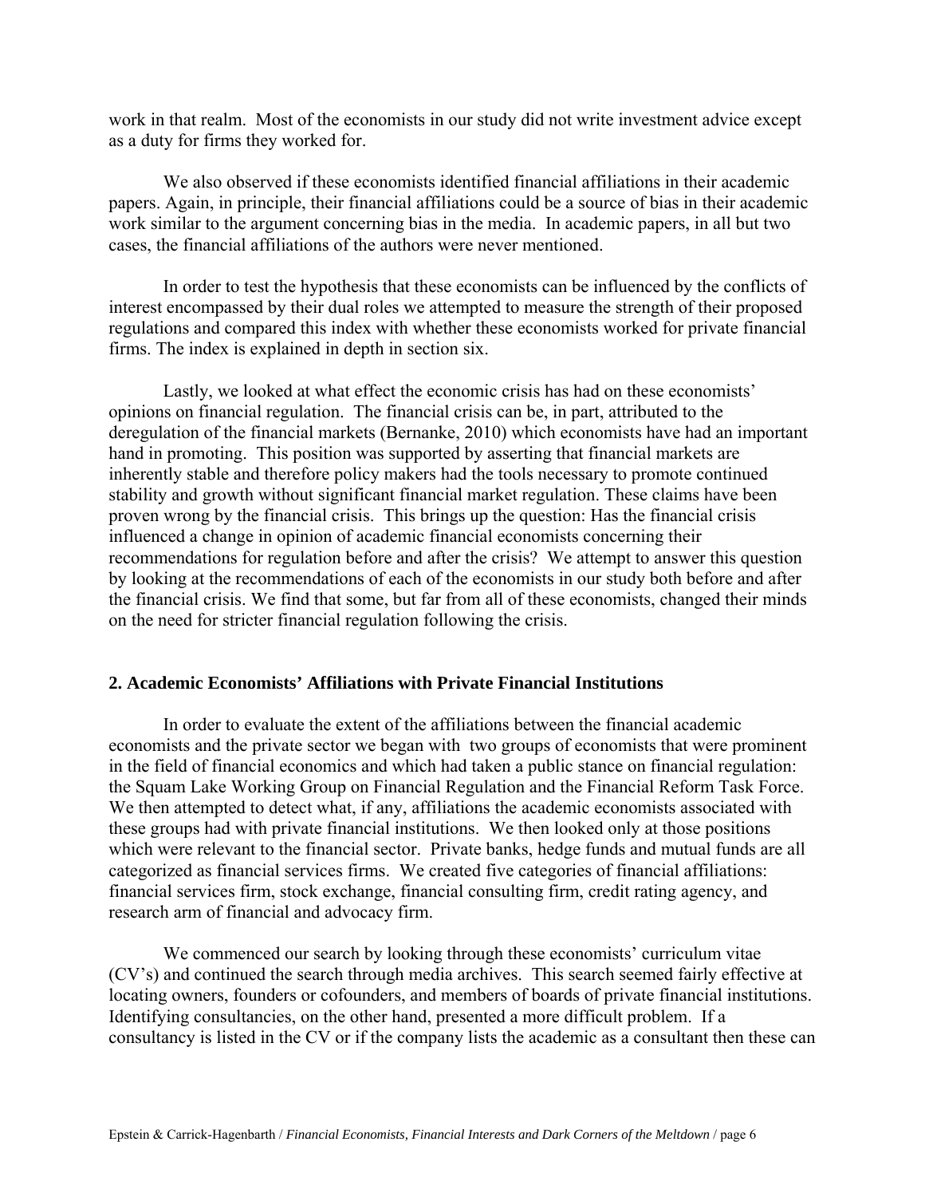work in that realm. Most of the economists in our study did not write investment advice except as a duty for firms they worked for.

We also observed if these economists identified financial affiliations in their academic papers. Again, in principle, their financial affiliations could be a source of bias in their academic work similar to the argument concerning bias in the media. In academic papers, in all but two cases, the financial affiliations of the authors were never mentioned.

In order to test the hypothesis that these economists can be influenced by the conflicts of interest encompassed by their dual roles we attempted to measure the strength of their proposed regulations and compared this index with whether these economists worked for private financial firms. The index is explained in depth in section six.

Lastly, we looked at what effect the economic crisis has had on these economists' opinions on financial regulation. The financial crisis can be, in part, attributed to the deregulation of the financial markets (Bernanke, 2010) which economists have had an important hand in promoting. This position was supported by asserting that financial markets are inherently stable and therefore policy makers had the tools necessary to promote continued stability and growth without significant financial market regulation. These claims have been proven wrong by the financial crisis. This brings up the question: Has the financial crisis influenced a change in opinion of academic financial economists concerning their recommendations for regulation before and after the crisis? We attempt to answer this question by looking at the recommendations of each of the economists in our study both before and after the financial crisis. We find that some, but far from all of these economists, changed their minds on the need for stricter financial regulation following the crisis.

## 2. Academic Economists' Affiliations with Private Financial Institutions

In order to evaluate the extent of the affiliations between the financial academic economists and the private sector we began with two groups of economists that were prominent in the field of financial economics and which had taken a public stance on financial regulation: the Squam Lake Working Group on Financial Regulation and the Financial Reform Task Force. We then attempted to detect what, if any, affiliations the academic economists associated with these groups had with private financial institutions. We then looked only at those positions which were relevant to the financial sector. Private banks, hedge funds and mutual funds are all categorized as financial services firms. We created five categories of financial affiliations: financial services firm, stock exchange, financial consulting firm, credit rating agency, and research arm of financial and advocacy firm.

We commenced our search by looking through these economists' curriculum vitae (CV's) and continued the search through media archives. This search seemed fairly effective at locating owners, founders or cofounders, and members of boards of private financial institutions. Identifying consultancies, on the other hand, presented a more difficult problem. If a consultancy is listed in the CV or if the company lists the academic as a consultant then these can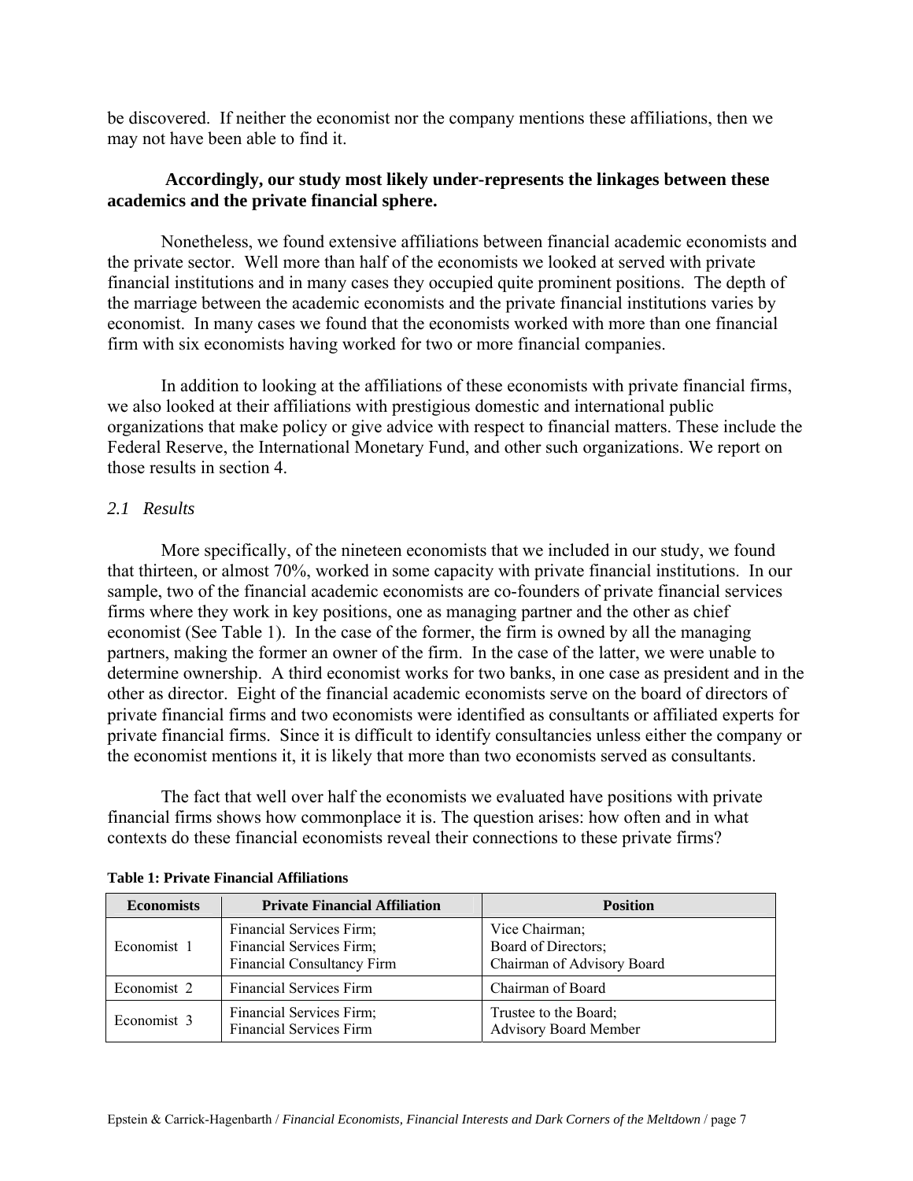be discovered. If neither the economist nor the company mentions these affiliations, then we may not have been able to find it.

**Accordingly, our study most likely under-represents the linkages between these academics and the private financial sphere.**

Nonetheless, we found extensive affiliations between financial academic economists and the private sector. Well more than half of the economists we looked at served with private financial institutions and in many cases they occupied quite prominent positions. The depth of the marriage between the academic economists and the private financial institutions varies by economist. In many cases we found that the economists worked with more than one financial firm with six economists having worked for two or more financial companies.

In addition to looking at the affiliations of these economists with private financial firms, we also looked at their affiliations with prestigious domestic and international public organizations that make policy or give advice with respect to financial matters. These include the Federal Reserve, the International Monetary Fund, and other such organizations. We report on those results in section 4.

### *2.1 Results*

More specifically, of the nineteen economists that we included in our study, we found that thirteen, or almost 70%, worked in some capacity with private financial institutions. In our sample, two of the financial academic economists are co-founders of private financial services firms where they work in key positions, one as managing partner and the other as chief economist (See Table 1). In the case of the former, the firm is owned by all the managing partners, making the former an owner of the firm. In the case of the latter, we were unable to determine ownership. A third economist works for two banks, in one case as president and in the other as director. Eight of the financial academic economists serve on the board of directors of private financial firms and two economists were identified as consultants or affiliated experts for private financial firms. Since it is difficult to identify consultancies unless either the company or the economist mentions it, it is likely that more than two economists served as consultants.

The fact that well over half the economists we evaluated have positions with private financial firms shows how commonplace it is. The question arises: how often and in what contexts do these financial economists reveal their connections to these private firms?

**Table 1: Private Financial Affiliations**

| Economists | Private Financial Affiliation | Position |
|---|---|---|
| Economist 1 | Financial Services Firm;<br>Financial Services Firm;<br>Financial Consultancy Firm | Vice Chairman;<br>Board of Directors;<br>Chairman of Advisory Board |
| Economist 2 | Financial Services Firm | Chairman of Board |
| Economist 3 | Financial Services Firm;<br>Financial Services Firm | Trustee to the Board;<br>Advisory Board Member |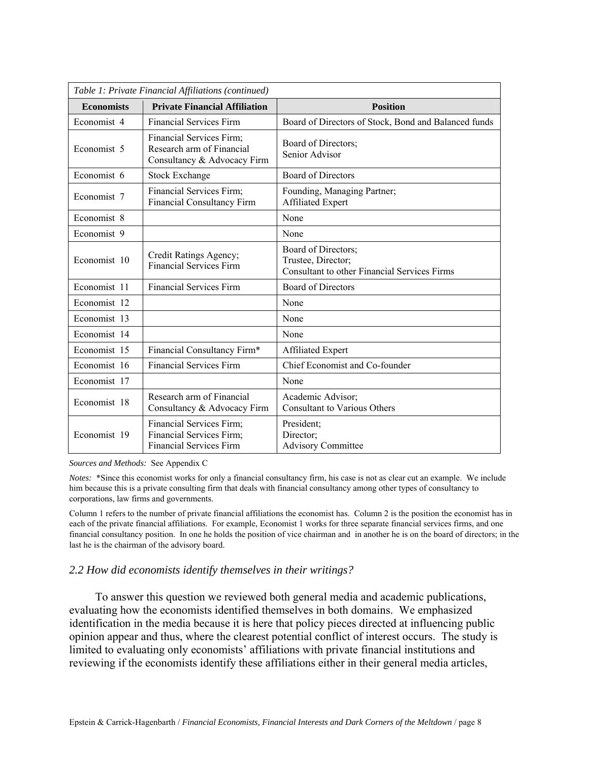| *Table 1: Private Financial Affiliations (continued)* | | |
|---|---|---|
| **Economists** | **Private Financial Affiliation** | **Position** |
| Economist 4 | Financial Services Firm | Board of Directors of Stock, Bond and Balanced funds |
| Economist 5 | Financial Services Firm; Research arm of Financial Consultancy & Advocacy Firm | Board of Directors; Senior Advisor |
| Economist 6 | Stock Exchange | Board of Directors |
| Economist 7 | Financial Services Firm; Financial Consultancy Firm | Founding, Managing Partner; Affiliated Expert |
| Economist 8 | | None |
| Economist 9 | | None |
| Economist 10 | Credit Ratings Agency; Financial Services Firm | Board of Directors; Trustee, Director; Consultant to other Financial Services Firms |
| Economist 11 | Financial Services Firm | Board of Directors |
| Economist 12 | | None |
| Economist 13 | | None |
| Economist 14 | | None |
| Economist 15 | Financial Consultancy Firm* | Affiliated Expert |
| Economist 16 | Financial Services Firm | Chief Economist and Co-founder |
| Economist 17 | | None |
| Economist 18 | Research arm of Financial Consultancy & Advocacy Firm | Academic Advisor; Consultant to Various Others |
| Economist 19 | Financial Services Firm; Financial Services Firm; Financial Services Firm | President; Director; Advisory Committee |

*Sources and Methods:* See Appendix C

*Notes:* *Since this economist works for only a financial consultancy firm, his case is not as clear cut an example. We include him because this is a private consulting firm that deals with financial consultancy among other types of consultancy to corporations, law firms and governments.

Column 1 refers to the number of private financial affiliations the economist has. Column 2 is the position the economist has in each of the private financial affiliations. For example, Economist 1 works for three separate financial services firms, and one financial consultancy position. In one he holds the position of vice chairman and in another he is on the board of directors; in the last he is the chairman of the advisory board.

### *2.2 How did economists identify themselves in their writings?*

To answer this question we reviewed both general media and academic publications, evaluating how the economists identified themselves in both domains. We emphasized identification in the media because it is here that policy pieces directed at influencing public opinion appear and thus, where the clearest potential conflict of interest occurs. The study is limited to evaluating only economists' affiliations with private financial institutions and reviewing if the economists identify these affiliations either in their general media articles,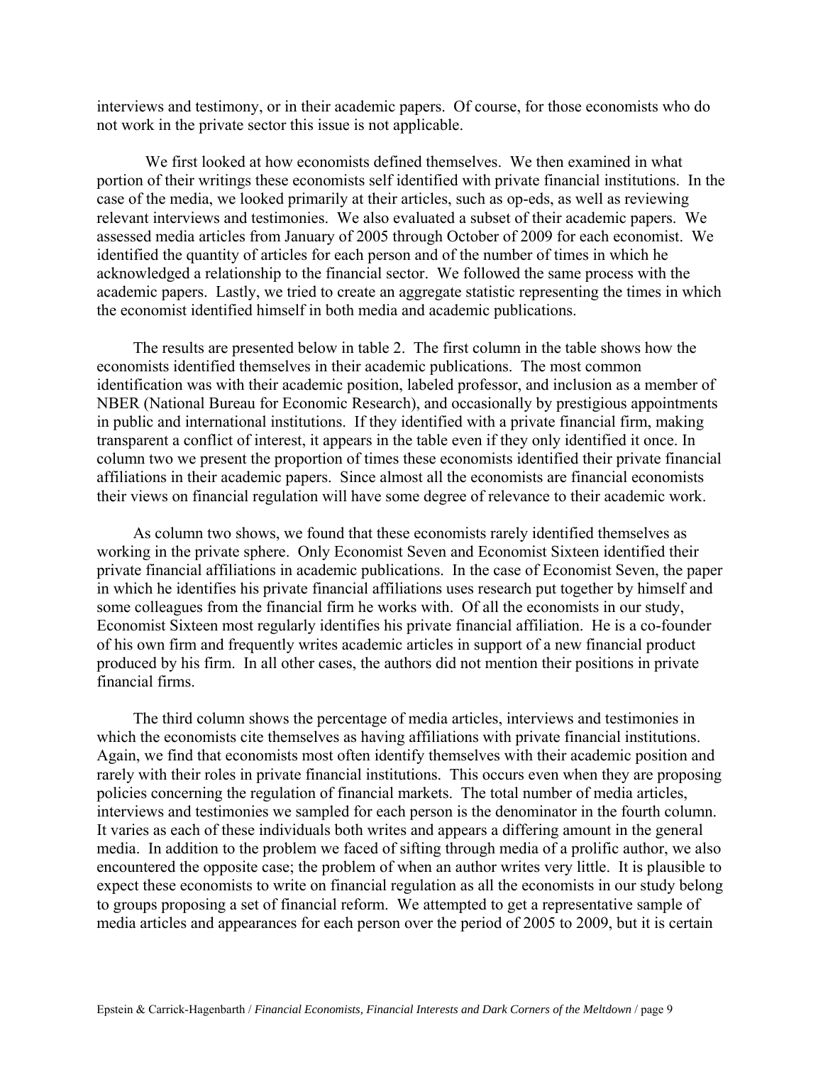interviews and testimony, or in their academic papers. Of course, for those economists who do not work in the private sector this issue is not applicable.

We first looked at how economists defined themselves. We then examined in what portion of their writings these economists self identified with private financial institutions. In the case of the media, we looked primarily at their articles, such as op-eds, as well as reviewing relevant interviews and testimonies. We also evaluated a subset of their academic papers. We assessed media articles from January of 2005 through October of 2009 for each economist. We identified the quantity of articles for each person and of the number of times in which he acknowledged a relationship to the financial sector. We followed the same process with the academic papers. Lastly, we tried to create an aggregate statistic representing the times in which the economist identified himself in both media and academic publications.

The results are presented below in table 2. The first column in the table shows how the economists identified themselves in their academic publications. The most common identification was with their academic position, labeled professor, and inclusion as a member of NBER (National Bureau for Economic Research), and occasionally by prestigious appointments in public and international institutions. If they identified with a private financial firm, making transparent a conflict of interest, it appears in the table even if they only identified it once. In column two we present the proportion of times these economists identified their private financial affiliations in their academic papers. Since almost all the economists are financial economists their views on financial regulation will have some degree of relevance to their academic work.

As column two shows, we found that these economists rarely identified themselves as working in the private sphere. Only Economist Seven and Economist Sixteen identified their private financial affiliations in academic publications. In the case of Economist Seven, the paper in which he identifies his private financial affiliations uses research put together by himself and some colleagues from the financial firm he works with. Of all the economists in our study, Economist Sixteen most regularly identifies his private financial affiliation. He is a co-founder of his own firm and frequently writes academic articles in support of a new financial product produced by his firm. In all other cases, the authors did not mention their positions in private financial firms.

The third column shows the percentage of media articles, interviews and testimonies in which the economists cite themselves as having affiliations with private financial institutions. Again, we find that economists most often identify themselves with their academic position and rarely with their roles in private financial institutions. This occurs even when they are proposing policies concerning the regulation of financial markets. The total number of media articles, interviews and testimonies we sampled for each person is the denominator in the fourth column. It varies as each of these individuals both writes and appears a differing amount in the general media. In addition to the problem we faced of sifting through media of a prolific author, we also encountered the opposite case; the problem of when an author writes very little. It is plausible to expect these economists to write on financial regulation as all the economists in our study belong to groups proposing a set of financial reform. We attempted to get a representative sample of media articles and appearances for each person over the period of 2005 to 2009, but it is certain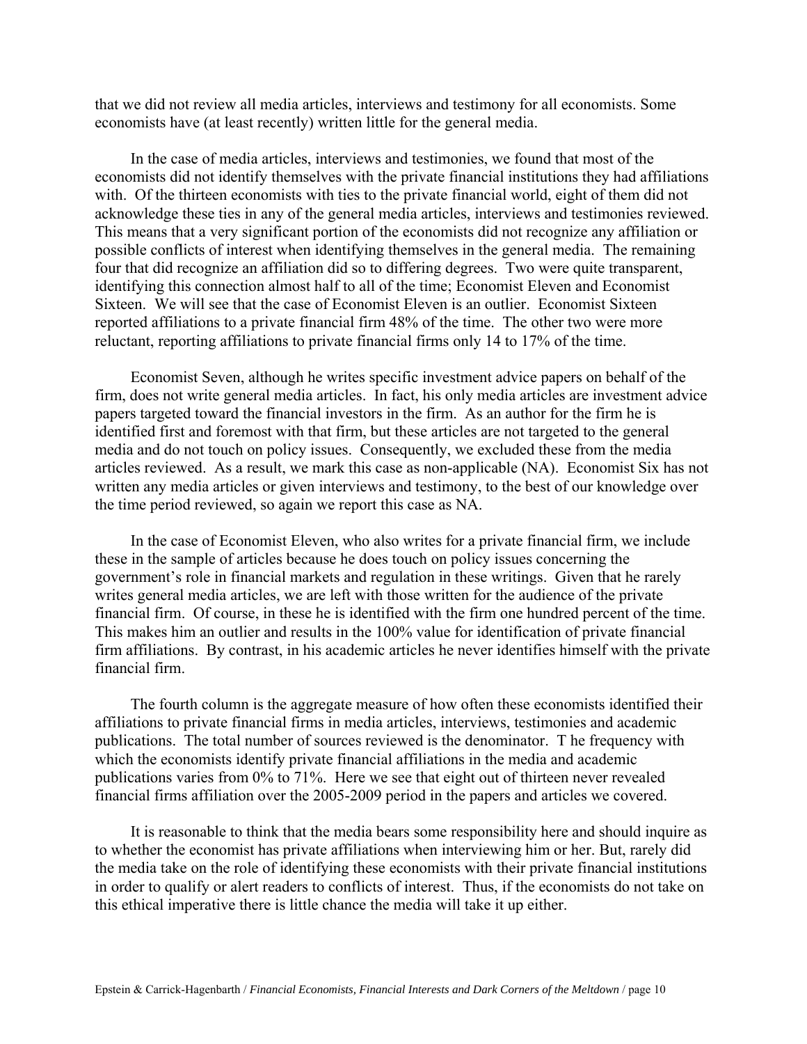that we did not review all media articles, interviews and testimony for all economists. Some economists have (at least recently) written little for the general media.

In the case of media articles, interviews and testimonies, we found that most of the economists did not identify themselves with the private financial institutions they had affiliations with. Of the thirteen economists with ties to the private financial world, eight of them did not acknowledge these ties in any of the general media articles, interviews and testimonies reviewed. This means that a very significant portion of the economists did not recognize any affiliation or possible conflicts of interest when identifying themselves in the general media. The remaining four that did recognize an affiliation did so to differing degrees. Two were quite transparent, identifying this connection almost half to all of the time; Economist Eleven and Economist Sixteen. We will see that the case of Economist Eleven is an outlier. Economist Sixteen reported affiliations to a private financial firm 48% of the time. The other two were more reluctant, reporting affiliations to private financial firms only 14 to 17% of the time.

Economist Seven, although he writes specific investment advice papers on behalf of the firm, does not write general media articles. In fact, his only media articles are investment advice papers targeted toward the financial investors in the firm. As an author for the firm he is identified first and foremost with that firm, but these articles are not targeted to the general media and do not touch on policy issues. Consequently, we excluded these from the media articles reviewed. As a result, we mark this case as non-applicable (NA). Economist Six has not written any media articles or given interviews and testimony, to the best of our knowledge over the time period reviewed, so again we report this case as NA.

In the case of Economist Eleven, who also writes for a private financial firm, we include these in the sample of articles because he does touch on policy issues concerning the government's role in financial markets and regulation in these writings. Given that he rarely writes general media articles, we are left with those written for the audience of the private financial firm. Of course, in these he is identified with the firm one hundred percent of the time. This makes him an outlier and results in the 100% value for identification of private financial firm affiliations. By contrast, in his academic articles he never identifies himself with the private financial firm.

The fourth column is the aggregate measure of how often these economists identified their affiliations to private financial firms in media articles, interviews, testimonies and academic publications. The total number of sources reviewed is the denominator. T he frequency with which the economists identify private financial affiliations in the media and academic publications varies from 0% to 71%. Here we see that eight out of thirteen never revealed financial firms affiliation over the 2005-2009 period in the papers and articles we covered.

It is reasonable to think that the media bears some responsibility here and should inquire as to whether the economist has private affiliations when interviewing him or her. But, rarely did the media take on the role of identifying these economists with their private financial institutions in order to qualify or alert readers to conflicts of interest. Thus, if the economists do not take on this ethical imperative there is little chance the media will take it up either.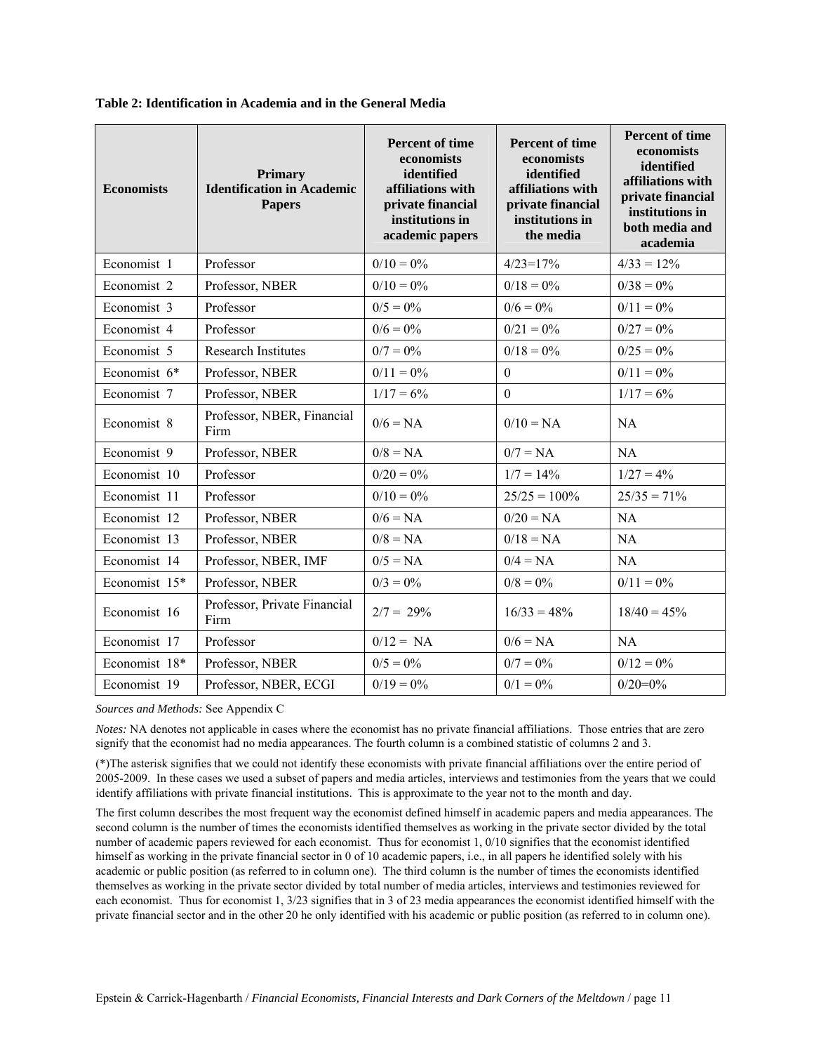**Table 2: Identification in Academia and in the General Media**

| Economists | Primary Identification in Academic Papers | Percent of time economists identified affiliations with private financial institutions in academic papers | Percent of time economists identified affiliations with private financial institutions in the media | Percent of time economists identified affiliations with private financial institutions in both media and academia |
|---|---|---|---|---|
| Economist 1 | Professor | 0/10 = 0% | 4/23=17% | 4/33 = 12% |
| Economist 2 | Professor, NBER | 0/10 = 0% | 0/18 = 0% | 0/38 = 0% |
| Economist 3 | Professor | 0/5 = 0% | 0/6 = 0% | 0/11 = 0% |
| Economist 4 | Professor | 0/6 = 0% | 0/21 = 0% | 0/27 = 0% |
| Economist 5 | Research Institutes | 0/7 = 0% | 0/18 = 0% | 0/25 = 0% |
| Economist 6* | Professor, NBER | 0/11 = 0% | 0 | 0/11 = 0% |
| Economist 7 | Professor, NBER | 1/17 = 6% | 0 | 1/17 = 6% |
| Economist 8 | Professor, NBER, Financial Firm | 0/6 = NA | 0/10 = NA | NA |
| Economist 9 | Professor, NBER | 0/8 = NA | 0/7 = NA | NA |
| Economist 10 | Professor | 0/20 = 0% | 1/7 = 14% | 1/27 = 4% |
| Economist 11 | Professor | 0/10 = 0% | 25/25 = 100% | 25/35 = 71% |
| Economist 12 | Professor, NBER | 0/6 = NA | 0/20 = NA | NA |
| Economist 13 | Professor, NBER | 0/8 = NA | 0/18 = NA | NA |
| Economist 14 | Professor, NBER, IMF | 0/5 = NA | 0/4 = NA | NA |
| Economist 15* | Professor, NBER | 0/3 = 0% | 0/8 = 0% | 0/11 = 0% |
| Economist 16 | Professor, Private Financial Firm | 2/7 = 29% | 16/33 = 48% | 18/40 = 45% |
| Economist 17 | Professor | 0/12 = NA | 0/6 = NA | NA |
| Economist 18* | Professor, NBER | 0/5 = 0% | 0/7 = 0% | 0/12 = 0% |
| Economist 19 | Professor, NBER, ECGI | 0/19 = 0% | 0/1 = 0% | 0/20=0% |

*Sources and Methods:* See Appendix C

*Notes:* NA denotes not applicable in cases where the economist has no private financial affiliations. Those entries that are zero signify that the economist had no media appearances. The fourth column is a combined statistic of columns 2 and 3.

(*)The asterisk signifies that we could not identify these economists with private financial affiliations over the entire period of 2005-2009. In these cases we used a subset of papers and media articles, interviews and testimonies from the years that we could identify affiliations with private financial institutions. This is approximate to the year not to the month and day.

The first column describes the most frequent way the economist defined himself in academic papers and media appearances. The second column is the number of times the economists identified themselves as working in the private sector divided by the total number of academic papers reviewed for each economist. Thus for economist 1, 0/10 signifies that the economist identified himself as working in the private financial sector in 0 of 10 academic papers, i.e., in all papers he identified solely with his academic or public position (as referred to in column one). The third column is the number of times the economists identified themselves as working in the private sector divided by total number of media articles, interviews and testimonies reviewed for each economist. Thus for economist 1, 3/23 signifies that in 3 of 23 media appearances the economist identified himself with the private financial sector and in the other 20 he only identified with his academic or public position (as referred to in column one).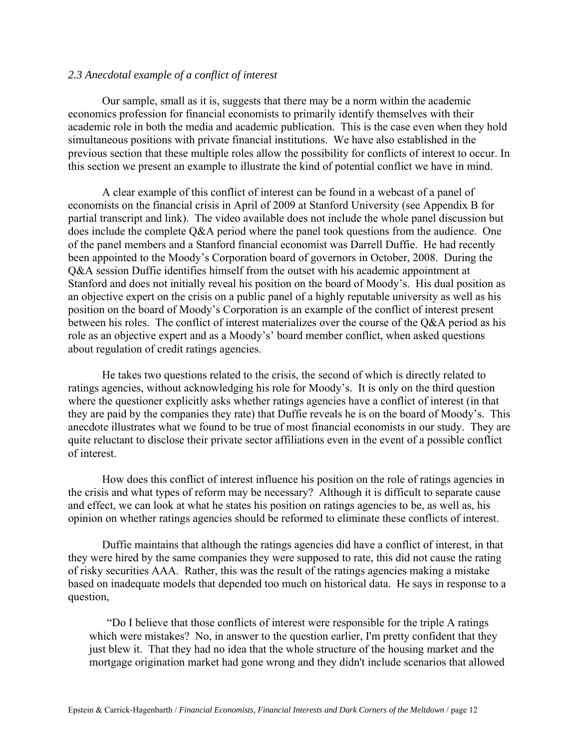*2.3 Anecdotal example of a conflict of interest*

Our sample, small as it is, suggests that there may be a norm within the academic economics profession for financial economists to primarily identify themselves with their academic role in both the media and academic publication. This is the case even when they hold simultaneous positions with private financial institutions. We have also established in the previous section that these multiple roles allow the possibility for conflicts of interest to occur. In this section we present an example to illustrate the kind of potential conflict we have in mind.

A clear example of this conflict of interest can be found in a webcast of a panel of economists on the financial crisis in April of 2009 at Stanford University (see Appendix B for partial transcript and link). The video available does not include the whole panel discussion but does include the complete Q&A period where the panel took questions from the audience. One of the panel members and a Stanford financial economist was Darrell Duffie. He had recently been appointed to the Moody's Corporation board of governors in October, 2008. During the Q&A session Duffie identifies himself from the outset with his academic appointment at Stanford and does not initially reveal his position on the board of Moody's. His dual position as an objective expert on the crisis on a public panel of a highly reputable university as well as his position on the board of Moody's Corporation is an example of the conflict of interest present between his roles. The conflict of interest materializes over the course of the Q&A period as his role as an objective expert and as a Moody's' board member conflict, when asked questions about regulation of credit ratings agencies.

He takes two questions related to the crisis, the second of which is directly related to ratings agencies, without acknowledging his role for Moody's. It is only on the third question where the questioner explicitly asks whether ratings agencies have a conflict of interest (in that they are paid by the companies they rate) that Duffie reveals he is on the board of Moody's. This anecdote illustrates what we found to be true of most financial economists in our study. They are quite reluctant to disclose their private sector affiliations even in the event of a possible conflict of interest.

How does this conflict of interest influence his position on the role of ratings agencies in the crisis and what types of reform may be necessary? Although it is difficult to separate cause and effect, we can look at what he states his position on ratings agencies to be, as well as, his opinion on whether ratings agencies should be reformed to eliminate these conflicts of interest.

Duffie maintains that although the ratings agencies did have a conflict of interest, in that they were hired by the same companies they were supposed to rate, this did not cause the rating of risky securities AAA. Rather, this was the result of the ratings agencies making a mistake based on inadequate models that depended too much on historical data. He says in response to a question,

> "Do I believe that those conflicts of interest were responsible for the triple A ratings which were mistakes? No, in answer to the question earlier, I'm pretty confident that they just blew it. That they had no idea that the whole structure of the housing market and the mortgage origination market had gone wrong and they didn't include scenarios that allowed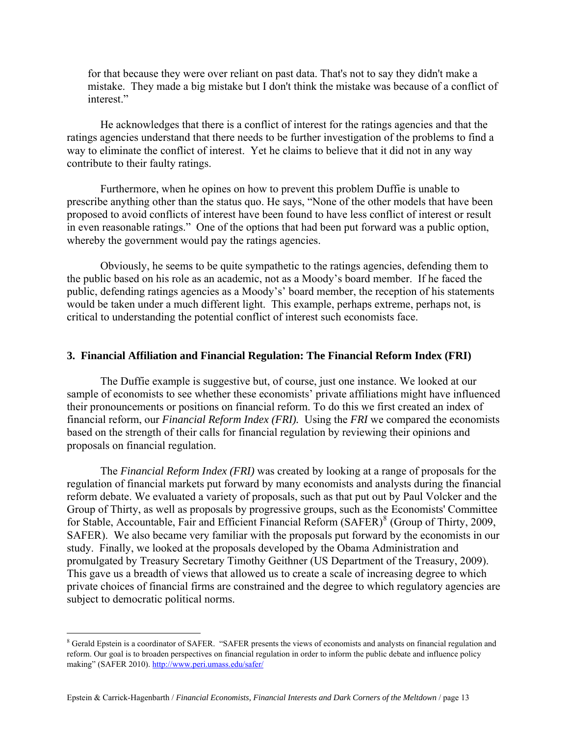for that because they were over reliant on past data. That's not to say they didn't make a mistake. They made a big mistake but I don't think the mistake was because of a conflict of interest."

He acknowledges that there is a conflict of interest for the ratings agencies and that the ratings agencies understand that there needs to be further investigation of the problems to find a way to eliminate the conflict of interest. Yet he claims to believe that it did not in any way contribute to their faulty ratings.

Furthermore, when he opines on how to prevent this problem Duffie is unable to prescribe anything other than the status quo. He says, "None of the other models that have been proposed to avoid conflicts of interest have been found to have less conflict of interest or result in even reasonable ratings." One of the options that had been put forward was a public option, whereby the government would pay the ratings agencies.

Obviously, he seems to be quite sympathetic to the ratings agencies, defending them to the public based on his role as an academic, not as a Moody's board member. If he faced the public, defending ratings agencies as a Moody's' board member, the reception of his statements would be taken under a much different light. This example, perhaps extreme, perhaps not, is critical to understanding the potential conflict of interest such economists face.

### 3. Financial Affiliation and Financial Regulation: The Financial Reform Index (FRI)

The Duffie example is suggestive but, of course, just one instance. We looked at our sample of economists to see whether these economists' private affiliations might have influenced their pronouncements or positions on financial reform. To do this we first created an index of financial reform, our *Financial Reform Index (FRI).* Using the *FRI* we compared the economists based on the strength of their calls for financial regulation by reviewing their opinions and proposals on financial regulation.

The *Financial Reform Index (FRI)* was created by looking at a range of proposals for the regulation of financial markets put forward by many economists and analysts during the financial reform debate. We evaluated a variety of proposals, such as that put out by Paul Volcker and the Group of Thirty, as well as proposals by progressive groups, such as the Economists' Committee for Stable, Accountable, Fair and Efficient Financial Reform (SAFER)[8] (Group of Thirty, 2009, SAFER). We also became very familiar with the proposals put forward by the economists in our study. Finally, we looked at the proposals developed by the Obama Administration and promulgated by Treasury Secretary Timothy Geithner (US Department of the Treasury, 2009). This gave us a breadth of views that allowed us to create a scale of increasing degree to which private choices of financial firms are constrained and the degree to which regulatory agencies are subject to democratic political norms.

---

[8] Gerald Epstein is a coordinator of SAFER. "SAFER presents the views of economists and analysts on financial regulation and reform. Our goal is to broaden perspectives on financial regulation in order to inform the public debate and influence policy making" (SAFER 2010). http://www.peri.umass.edu/safer/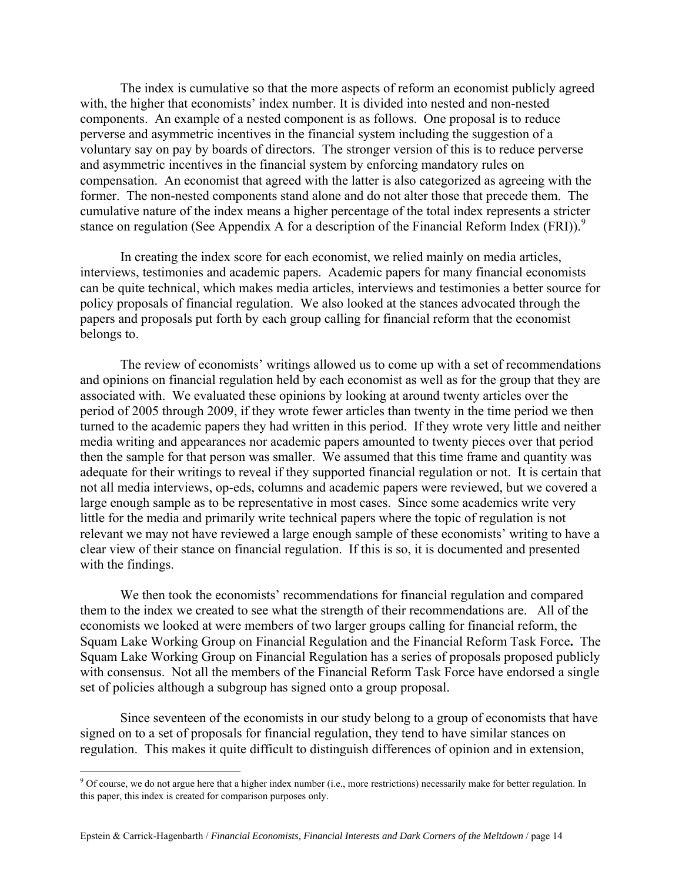The index is cumulative so that the more aspects of reform an economist publicly agreed with, the higher that economists' index number. It is divided into nested and non-nested components. An example of a nested component is as follows. One proposal is to reduce perverse and asymmetric incentives in the financial system including the suggestion of a voluntary say on pay by boards of directors. The stronger version of this is to reduce perverse and asymmetric incentives in the financial system by enforcing mandatory rules on compensation. An economist that agreed with the latter is also categorized as agreeing with the former. The non-nested components stand alone and do not alter those that precede them. The cumulative nature of the index means a higher percentage of the total index represents a stricter stance on regulation (See Appendix A for a description of the Financial Reform Index (FRI)).[9]

In creating the index score for each economist, we relied mainly on media articles, interviews, testimonies and academic papers. Academic papers for many financial economists can be quite technical, which makes media articles, interviews and testimonies a better source for policy proposals of financial regulation. We also looked at the stances advocated through the papers and proposals put forth by each group calling for financial reform that the economist belongs to.

The review of economists' writings allowed us to come up with a set of recommendations and opinions on financial regulation held by each economist as well as for the group that they are associated with. We evaluated these opinions by looking at around twenty articles over the period of 2005 through 2009, if they wrote fewer articles than twenty in the time period we then turned to the academic papers they had written in this period. If they wrote very little and neither media writing and appearances nor academic papers amounted to twenty pieces over that period then the sample for that person was smaller. We assumed that this time frame and quantity was adequate for their writings to reveal if they supported financial regulation or not. It is certain that not all media interviews, op-eds, columns and academic papers were reviewed, but we covered a large enough sample as to be representative in most cases. Since some academics write very little for the media and primarily write technical papers where the topic of regulation is not relevant we may not have reviewed a large enough sample of these economists' writing to have a clear view of their stance on financial regulation. If this is so, it is documented and presented with the findings.

We then took the economists' recommendations for financial regulation and compared them to the index we created to see what the strength of their recommendations are. All of the economists we looked at were members of two larger groups calling for financial reform, the Squam Lake Working Group on Financial Regulation and the Financial Reform Task Force**.** The Squam Lake Working Group on Financial Regulation has a series of proposals proposed publicly with consensus. Not all the members of the Financial Reform Task Force have endorsed a single set of policies although a subgroup has signed onto a group proposal.

Since seventeen of the economists in our study belong to a group of economists that have signed on to a set of proposals for financial regulation, they tend to have similar stances on regulation. This makes it quite difficult to distinguish differences of opinion and in extension,

[9] Of course, we do not argue here that a higher index number (i.e., more restrictions) necessarily make for better regulation. In this paper, this index is created for comparison purposes only.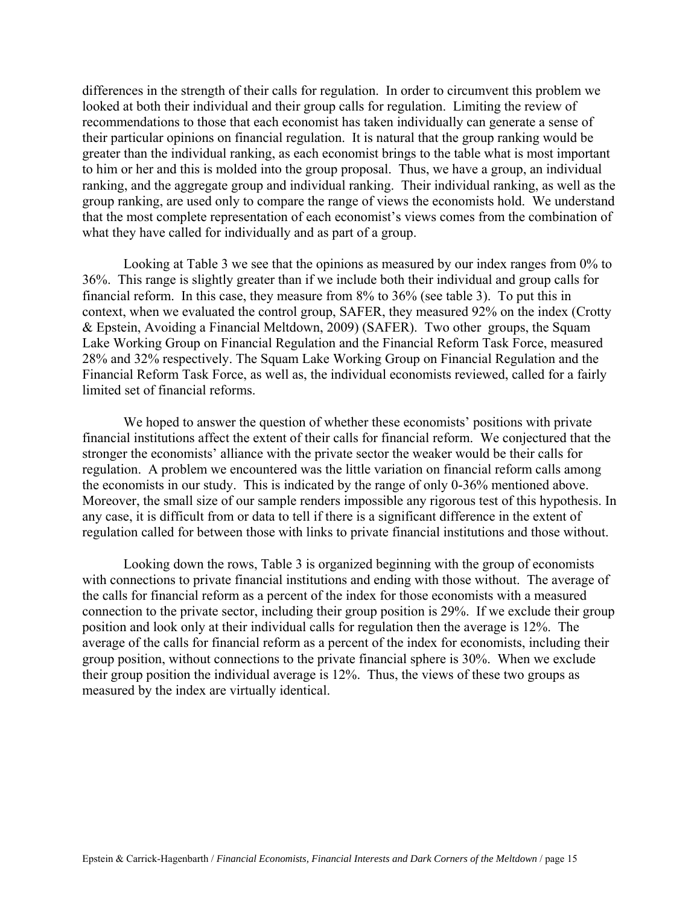differences in the strength of their calls for regulation. In order to circumvent this problem we looked at both their individual and their group calls for regulation. Limiting the review of recommendations to those that each economist has taken individually can generate a sense of their particular opinions on financial regulation. It is natural that the group ranking would be greater than the individual ranking, as each economist brings to the table what is most important to him or her and this is molded into the group proposal. Thus, we have a group, an individual ranking, and the aggregate group and individual ranking. Their individual ranking, as well as the group ranking, are used only to compare the range of views the economists hold. We understand that the most complete representation of each economist's views comes from the combination of what they have called for individually and as part of a group.

Looking at Table 3 we see that the opinions as measured by our index ranges from 0% to 36%. This range is slightly greater than if we include both their individual and group calls for financial reform. In this case, they measure from 8% to 36% (see table 3). To put this in context, when we evaluated the control group, SAFER, they measured 92% on the index (Crotty & Epstein, Avoiding a Financial Meltdown, 2009) (SAFER). Two other groups, the Squam Lake Working Group on Financial Regulation and the Financial Reform Task Force, measured 28% and 32% respectively. The Squam Lake Working Group on Financial Regulation and the Financial Reform Task Force, as well as, the individual economists reviewed, called for a fairly limited set of financial reforms.

We hoped to answer the question of whether these economists' positions with private financial institutions affect the extent of their calls for financial reform. We conjectured that the stronger the economists' alliance with the private sector the weaker would be their calls for regulation. A problem we encountered was the little variation on financial reform calls among the economists in our study. This is indicated by the range of only 0-36% mentioned above. Moreover, the small size of our sample renders impossible any rigorous test of this hypothesis. In any case, it is difficult from or data to tell if there is a significant difference in the extent of regulation called for between those with links to private financial institutions and those without.

Looking down the rows, Table 3 is organized beginning with the group of economists with connections to private financial institutions and ending with those without. The average of the calls for financial reform as a percent of the index for those economists with a measured connection to the private sector, including their group position is 29%. If we exclude their group position and look only at their individual calls for regulation then the average is 12%. The average of the calls for financial reform as a percent of the index for economists, including their group position, without connections to the private financial sphere is 30%. When we exclude their group position the individual average is 12%. Thus, the views of these two groups as measured by the index are virtually identical.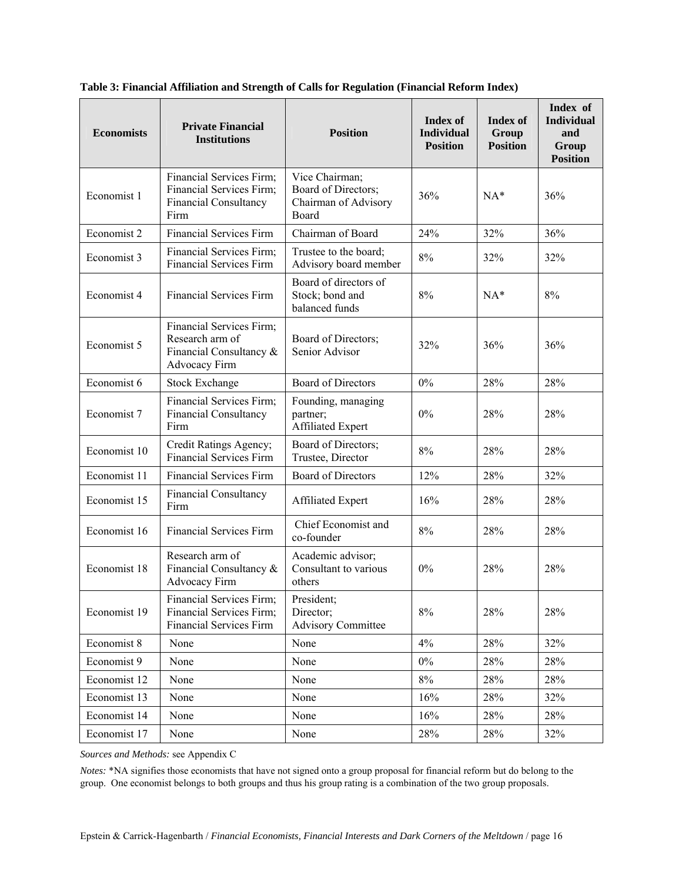**Table 3: Financial Affiliation and Strength of Calls for Regulation (Financial Reform Index)**

| Economists | Private Financial Institutions | Position | Index of Individual Position | Index of Group Position | Index of Individual and Group Position |
|---|---|---|---|---|---|
| Economist 1 | Financial Services Firm; Financial Services Firm; Financial Consultancy Firm | Vice Chairman; Board of Directors; Chairman of Advisory Board | 36% | NA* | 36% |
| Economist 2 | Financial Services Firm | Chairman of Board | 24% | 32% | 36% |
| Economist 3 | Financial Services Firm; Financial Services Firm | Trustee to the board; Advisory board member | 8% | 32% | 32% |
| Economist 4 | Financial Services Firm | Board of directors of Stock; bond and balanced funds | 8% | NA* | 8% |
| Economist 5 | Financial Services Firm; Research arm of Financial Consultancy & Advocacy Firm | Board of Directors; Senior Advisor | 32% | 36% | 36% |
| Economist 6 | Stock Exchange | Board of Directors | 0% | 28% | 28% |
| Economist 7 | Financial Services Firm; Financial Consultancy Firm | Founding, managing partner; Affiliated Expert | 0% | 28% | 28% |
| Economist 10 | Credit Ratings Agency; Financial Services Firm | Board of Directors; Trustee, Director | 8% | 28% | 28% |
| Economist 11 | Financial Services Firm | Board of Directors | 12% | 28% | 32% |
| Economist 15 | Financial Consultancy Firm | Affiliated Expert | 16% | 28% | 28% |
| Economist 16 | Financial Services Firm | Chief Economist and co-founder | 8% | 28% | 28% |
| Economist 18 | Research arm of Financial Consultancy & Advocacy Firm | Academic advisor; Consultant to various others | 0% | 28% | 28% |
| Economist 19 | Financial Services Firm; Financial Services Firm; Financial Services Firm | President; Director; Advisory Committee | 8% | 28% | 28% |
| Economist 8 | None | None | 4% | 28% | 32% |
| Economist 9 | None | None | 0% | 28% | 28% |
| Economist 12 | None | None | 8% | 28% | 28% |
| Economist 13 | None | None | 16% | 28% | 32% |
| Economist 14 | None | None | 16% | 28% | 28% |
| Economist 17 | None | None | 28% | 28% | 32% |

*Sources and Methods:* see Appendix C

*Notes:* *NA signifies those economists that have not signed onto a group proposal for financial reform but do belong to the group. One economist belongs to both groups and thus his group rating is a combination of the two group proposals.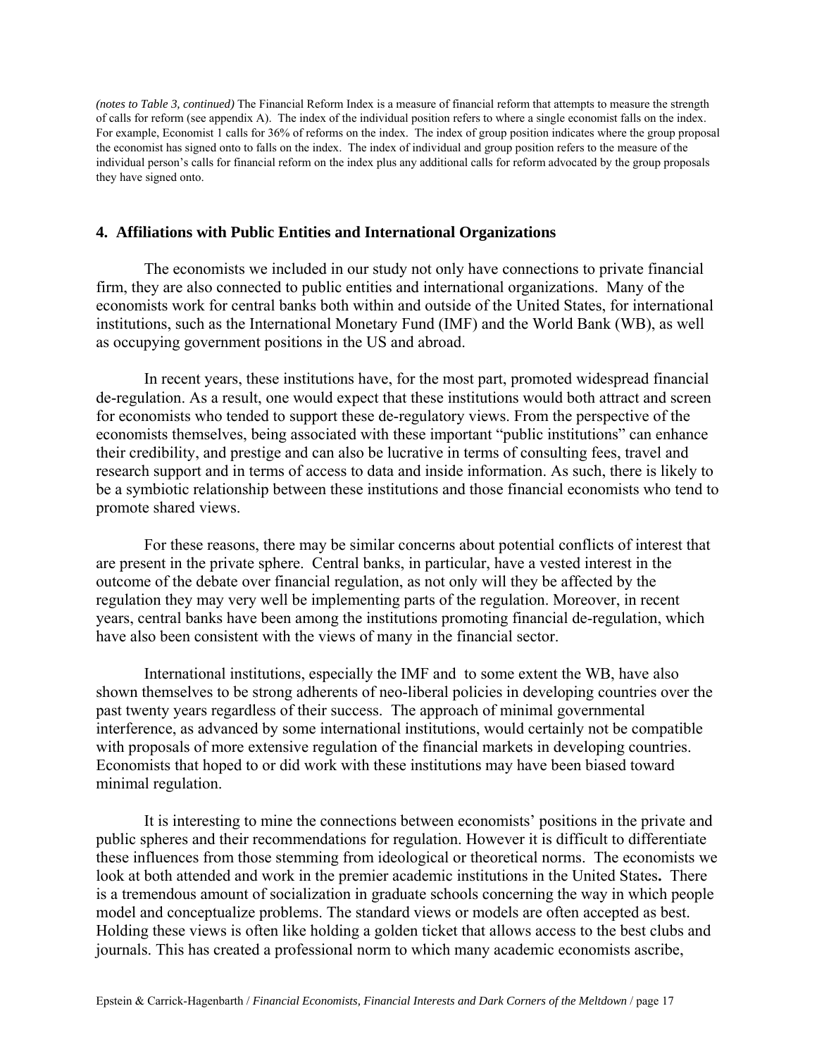*(notes to Table 3, continued)* The Financial Reform Index is a measure of financial reform that attempts to measure the strength of calls for reform (see appendix A). The index of the individual position refers to where a single economist falls on the index. For example, Economist 1 calls for 36% of reforms on the index. The index of group position indicates where the group proposal the economist has signed onto to falls on the index. The index of individual and group position refers to the measure of the individual person's calls for financial reform on the index plus any additional calls for reform advocated by the group proposals they have signed onto.

## 4. Affiliations with Public Entities and International Organizations

The economists we included in our study not only have connections to private financial firm, they are also connected to public entities and international organizations. Many of the economists work for central banks both within and outside of the United States, for international institutions, such as the International Monetary Fund (IMF) and the World Bank (WB), as well as occupying government positions in the US and abroad.

In recent years, these institutions have, for the most part, promoted widespread financial de-regulation. As a result, one would expect that these institutions would both attract and screen for economists who tended to support these de-regulatory views. From the perspective of the economists themselves, being associated with these important "public institutions" can enhance their credibility, and prestige and can also be lucrative in terms of consulting fees, travel and research support and in terms of access to data and inside information. As such, there is likely to be a symbiotic relationship between these institutions and those financial economists who tend to promote shared views.

For these reasons, there may be similar concerns about potential conflicts of interest that are present in the private sphere. Central banks, in particular, have a vested interest in the outcome of the debate over financial regulation, as not only will they be affected by the regulation they may very well be implementing parts of the regulation. Moreover, in recent years, central banks have been among the institutions promoting financial de-regulation, which have also been consistent with the views of many in the financial sector.

International institutions, especially the IMF and to some extent the WB, have also shown themselves to be strong adherents of neo-liberal policies in developing countries over the past twenty years regardless of their success. The approach of minimal governmental interference, as advanced by some international institutions, would certainly not be compatible with proposals of more extensive regulation of the financial markets in developing countries. Economists that hoped to or did work with these institutions may have been biased toward minimal regulation.

It is interesting to mine the connections between economists' positions in the private and public spheres and their recommendations for regulation. However it is difficult to differentiate these influences from those stemming from ideological or theoretical norms. The economists we look at both attended and work in the premier academic institutions in the United States**.** There is a tremendous amount of socialization in graduate schools concerning the way in which people model and conceptualize problems. The standard views or models are often accepted as best. Holding these views is often like holding a golden ticket that allows access to the best clubs and journals. This has created a professional norm to which many academic economists ascribe,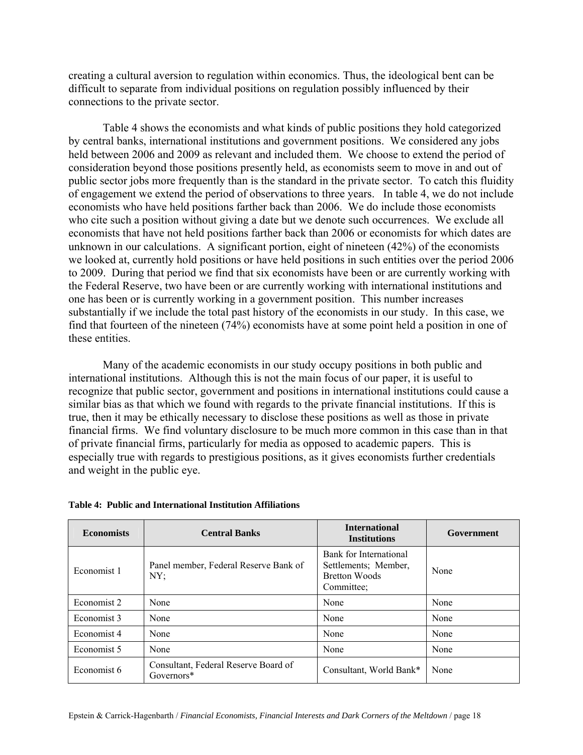creating a cultural aversion to regulation within economics. Thus, the ideological bent can be difficult to separate from individual positions on regulation possibly influenced by their connections to the private sector.

Table 4 shows the economists and what kinds of public positions they hold categorized by central banks, international institutions and government positions. We considered any jobs held between 2006 and 2009 as relevant and included them. We choose to extend the period of consideration beyond those positions presently held, as economists seem to move in and out of public sector jobs more frequently than is the standard in the private sector. To catch this fluidity of engagement we extend the period of observations to three years. In table 4, we do not include economists who have held positions farther back than 2006. We do include those economists who cite such a position without giving a date but we denote such occurrences. We exclude all economists that have not held positions farther back than 2006 or economists for which dates are unknown in our calculations. A significant portion, eight of nineteen (42%) of the economists we looked at, currently hold positions or have held positions in such entities over the period 2006 to 2009. During that period we find that six economists have been or are currently working with the Federal Reserve, two have been or are currently working with international institutions and one has been or is currently working in a government position. This number increases substantially if we include the total past history of the economists in our study. In this case, we find that fourteen of the nineteen (74%) economists have at some point held a position in one of these entities.

Many of the academic economists in our study occupy positions in both public and international institutions. Although this is not the main focus of our paper, it is useful to recognize that public sector, government and positions in international institutions could cause a similar bias as that which we found with regards to the private financial institutions. If this is true, then it may be ethically necessary to disclose these positions as well as those in private financial firms. We find voluntary disclosure to be much more common in this case than in that of private financial firms, particularly for media as opposed to academic papers. This is especially true with regards to prestigious positions, as it gives economists further credentials and weight in the public eye.

**Table 4: Public and International Institution Affiliations**

| Economists | Central Banks | International Institutions | Government |
|---|---|---|---|
| Economist 1 | Panel member, Federal Reserve Bank of NY; | Bank for International Settlements; Member, Bretton Woods Committee; | None |
| Economist 2 | None | None | None |
| Economist 3 | None | None | None |
| Economist 4 | None | None | None |
| Economist 5 | None | None | None |
| Economist 6 | Consultant, Federal Reserve Board of Governors* | Consultant, World Bank* | None |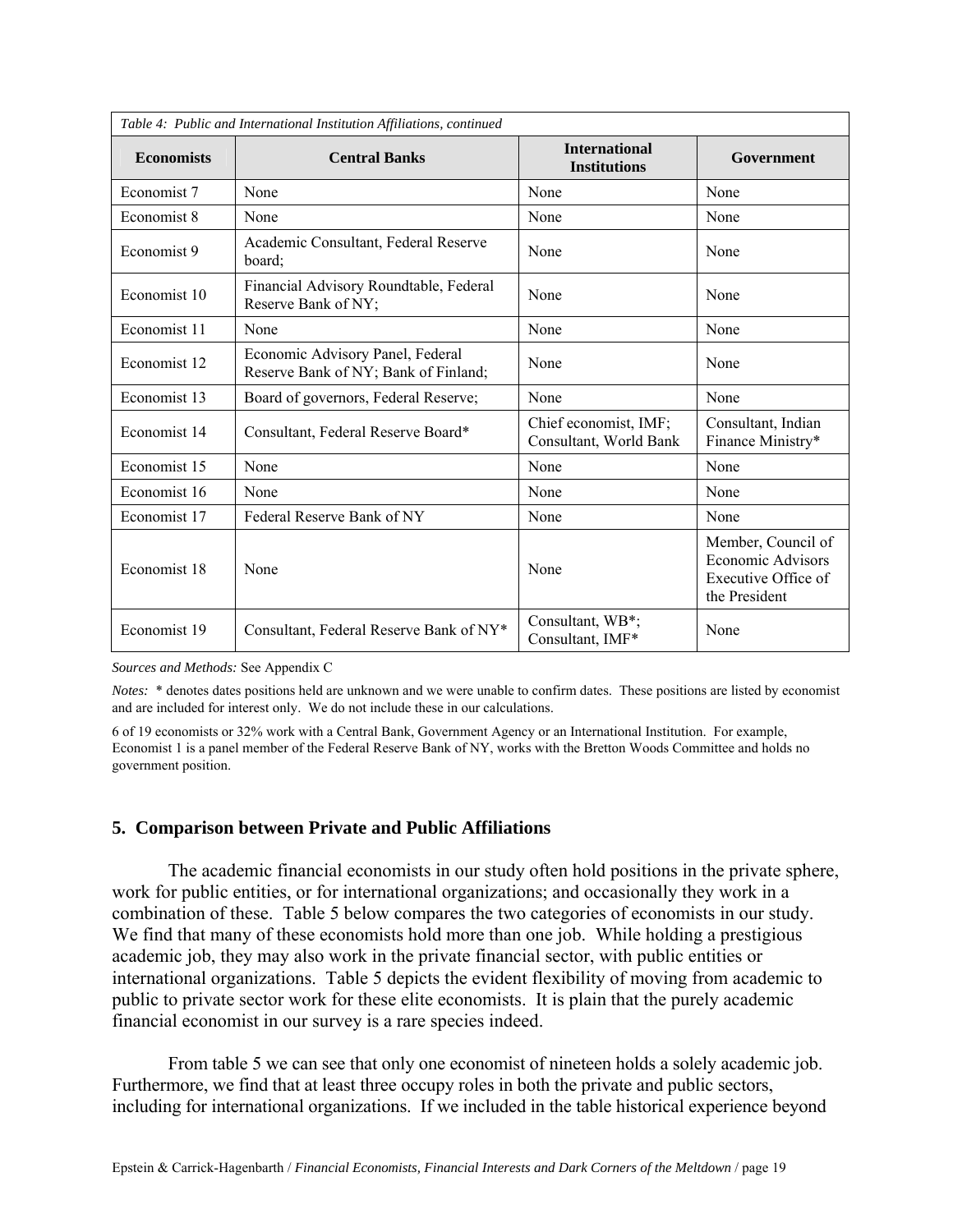| *Table 4: Public and International Institution Affiliations, continued* | | | |
|---|---|---|---|
| **Economists** | **Central Banks** | **International Institutions** | **Government** |
| Economist 7 | None | None | None |
| Economist 8 | None | None | None |
| Economist 9 | Academic Consultant, Federal Reserve board; | None | None |
| Economist 10 | Financial Advisory Roundtable, Federal Reserve Bank of NY; | None | None |
| Economist 11 | None | None | None |
| Economist 12 | Economic Advisory Panel, Federal Reserve Bank of NY; Bank of Finland; | None | None |
| Economist 13 | Board of governors, Federal Reserve; | None | None |
| Economist 14 | Consultant, Federal Reserve Board* | Chief economist, IMF; Consultant, World Bank | Consultant, Indian Finance Ministry* |
| Economist 15 | None | None | None |
| Economist 16 | None | None | None |
| Economist 17 | Federal Reserve Bank of NY | None | None |
| Economist 18 | None | None | Member, Council of Economic Advisors Executive Office of the President |
| Economist 19 | Consultant, Federal Reserve Bank of NY* | Consultant, WB*; Consultant, IMF* | None |

*Sources and Methods:* See Appendix C

*Notes:* * denotes dates positions held are unknown and we were unable to confirm dates. These positions are listed by economist and are included for interest only. We do not include these in our calculations.

6 of 19 economists or 32% work with a Central Bank, Government Agency or an International Institution. For example, Economist 1 is a panel member of the Federal Reserve Bank of NY, works with the Bretton Woods Committee and holds no government position.

## 5. Comparison between Private and Public Affiliations

The academic financial economists in our study often hold positions in the private sphere, work for public entities, or for international organizations; and occasionally they work in a combination of these. Table 5 below compares the two categories of economists in our study. We find that many of these economists hold more than one job. While holding a prestigious academic job, they may also work in the private financial sector, with public entities or international organizations. Table 5 depicts the evident flexibility of moving from academic to public to private sector work for these elite economists. It is plain that the purely academic financial economist in our survey is a rare species indeed.

From table 5 we can see that only one economist of nineteen holds a solely academic job. Furthermore, we find that at least three occupy roles in both the private and public sectors, including for international organizations. If we included in the table historical experience beyond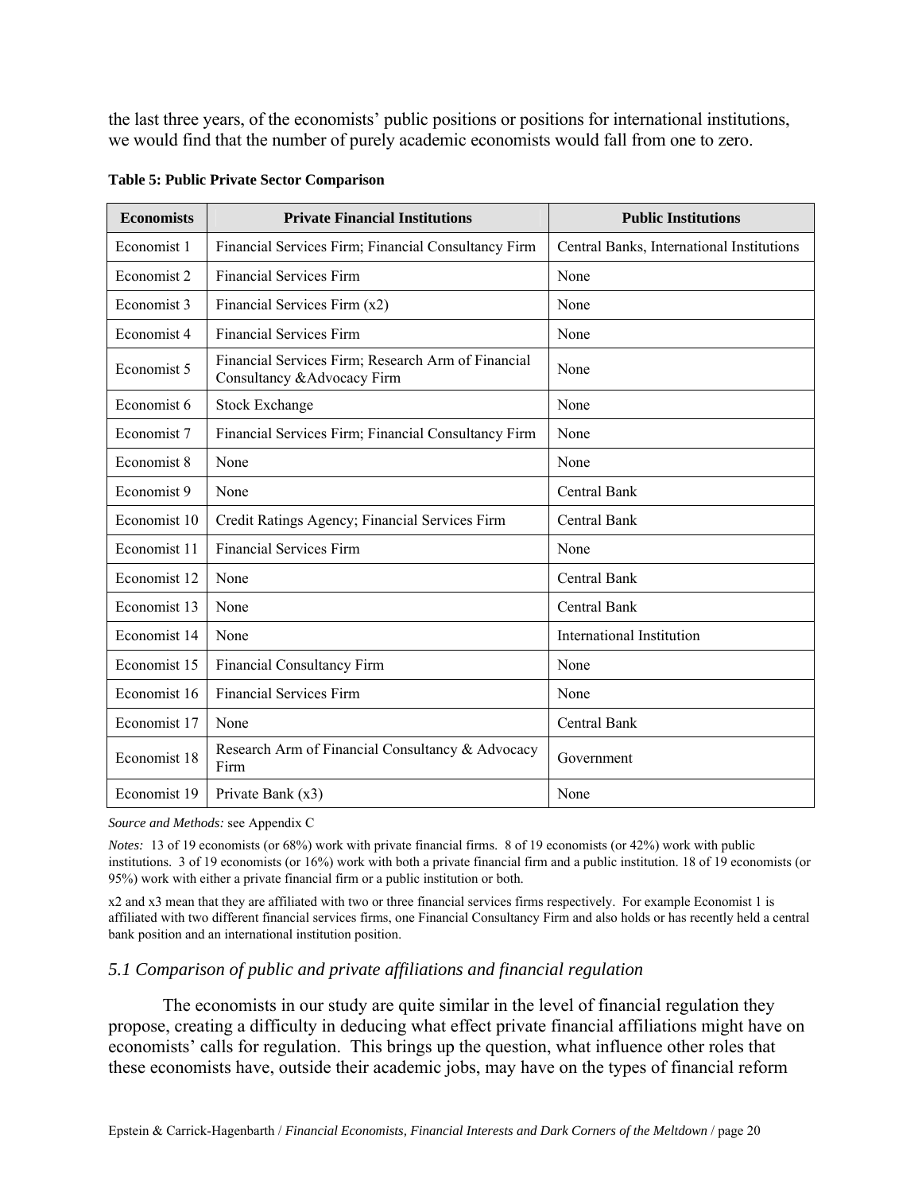the last three years, of the economists' public positions or positions for international institutions, we would find that the number of purely academic economists would fall from one to zero.

**Table 5: Public Private Sector Comparison**

| Economists | Private Financial Institutions | Public Institutions |
|---|---|---|
| Economist 1 | Financial Services Firm; Financial Consultancy Firm | Central Banks, International Institutions |
| Economist 2 | Financial Services Firm | None |
| Economist 3 | Financial Services Firm (x2) | None |
| Economist 4 | Financial Services Firm | None |
| Economist 5 | Financial Services Firm; Research Arm of Financial Consultancy &Advocacy Firm | None |
| Economist 6 | Stock Exchange | None |
| Economist 7 | Financial Services Firm; Financial Consultancy Firm | None |
| Economist 8 | None | None |
| Economist 9 | None | Central Bank |
| Economist 10 | Credit Ratings Agency; Financial Services Firm | Central Bank |
| Economist 11 | Financial Services Firm | None |
| Economist 12 | None | Central Bank |
| Economist 13 | None | Central Bank |
| Economist 14 | None | International Institution |
| Economist 15 | Financial Consultancy Firm | None |
| Economist 16 | Financial Services Firm | None |
| Economist 17 | None | Central Bank |
| Economist 18 | Research Arm of Financial Consultancy & Advocacy Firm | Government |
| Economist 19 | Private Bank (x3) | None |

*Source and Methods:* see Appendix C

*Notes:* 13 of 19 economists (or 68%) work with private financial firms. 8 of 19 economists (or 42%) work with public institutions. 3 of 19 economists (or 16%) work with both a private financial firm and a public institution. 18 of 19 economists (or 95%) work with either a private financial firm or a public institution or both.

x2 and x3 mean that they are affiliated with two or three financial services firms respectively. For example Economist 1 is affiliated with two different financial services firms, one Financial Consultancy Firm and also holds or has recently held a central bank position and an international institution position.

### *5.1 Comparison of public and private affiliations and financial regulation*

The economists in our study are quite similar in the level of financial regulation they propose, creating a difficulty in deducing what effect private financial affiliations might have on economists' calls for regulation. This brings up the question, what influence other roles that these economists have, outside their academic jobs, may have on the types of financial reform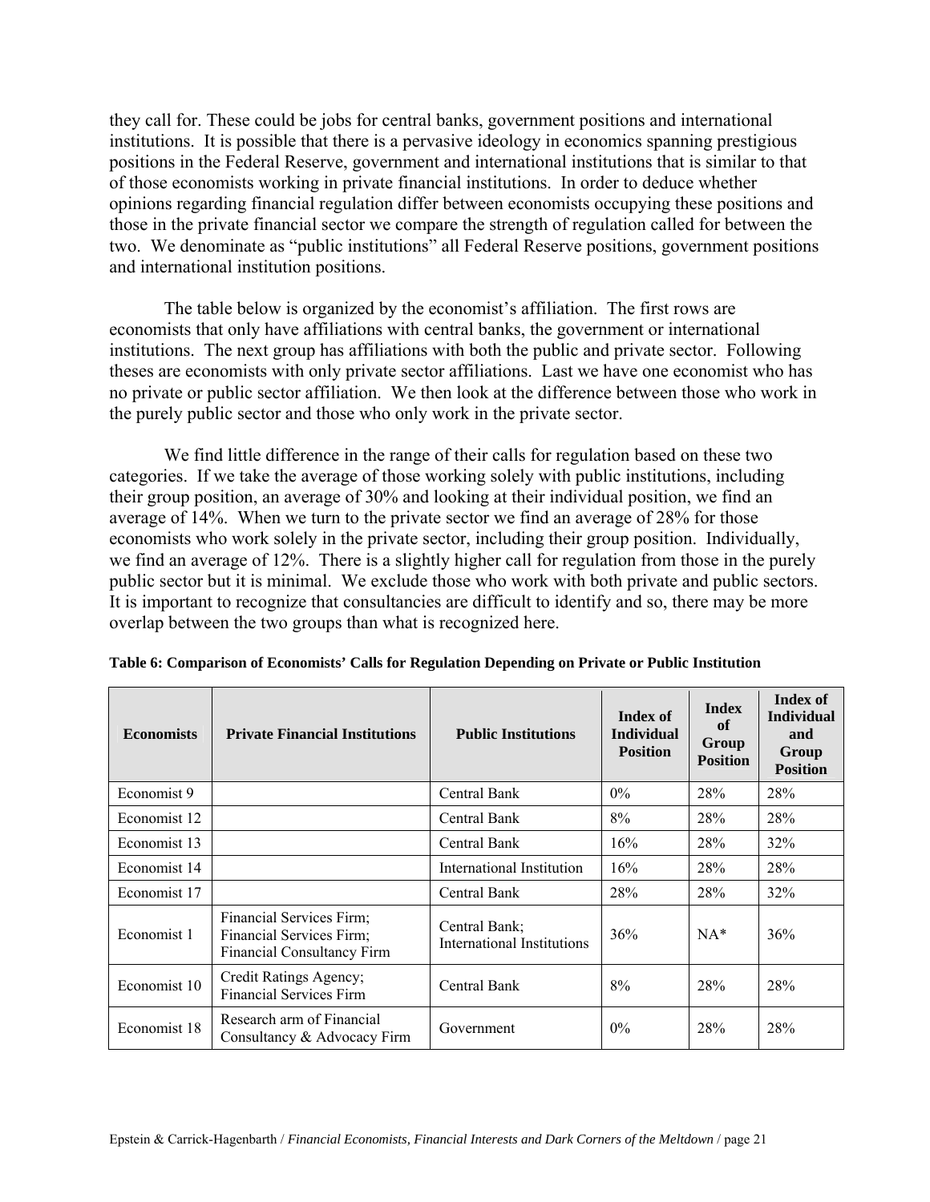they call for. These could be jobs for central banks, government positions and international institutions. It is possible that there is a pervasive ideology in economics spanning prestigious positions in the Federal Reserve, government and international institutions that is similar to that of those economists working in private financial institutions. In order to deduce whether opinions regarding financial regulation differ between economists occupying these positions and those in the private financial sector we compare the strength of regulation called for between the two. We denominate as "public institutions" all Federal Reserve positions, government positions and international institution positions.

The table below is organized by the economist's affiliation. The first rows are economists that only have affiliations with central banks, the government or international institutions. The next group has affiliations with both the public and private sector. Following theses are economists with only private sector affiliations. Last we have one economist who has no private or public sector affiliation. We then look at the difference between those who work in the purely public sector and those who only work in the private sector.

We find little difference in the range of their calls for regulation based on these two categories. If we take the average of those working solely with public institutions, including their group position, an average of 30% and looking at their individual position, we find an average of 14%. When we turn to the private sector we find an average of 28% for those economists who work solely in the private sector, including their group position. Individually, we find an average of 12%. There is a slightly higher call for regulation from those in the purely public sector but it is minimal. We exclude those who work with both private and public sectors. It is important to recognize that consultancies are difficult to identify and so, there may be more overlap between the two groups than what is recognized here.

**Table 6: Comparison of Economists' Calls for Regulation Depending on Private or Public Institution**

| Economists | Private Financial Institutions | Public Institutions | Index of Individual Position | Index of Group Position | Index of Individual and Group Position |
|---|---|---|---|---|---|
| Economist 9 | | Central Bank | 0% | 28% | 28% |
| Economist 12 | | Central Bank | 8% | 28% | 28% |
| Economist 13 | | Central Bank | 16% | 28% | 32% |
| Economist 14 | | International Institution | 16% | 28% | 28% |
| Economist 17 | | Central Bank | 28% | 28% | 32% |
| Economist 1 | Financial Services Firm; Financial Services Firm; Financial Consultancy Firm | Central Bank; International Institutions | 36% | NA* | 36% |
| Economist 10 | Credit Ratings Agency; Financial Services Firm | Central Bank | 8% | 28% | 28% |
| Economist 18 | Research arm of Financial Consultancy & Advocacy Firm | Government | 0% | 28% | 28% |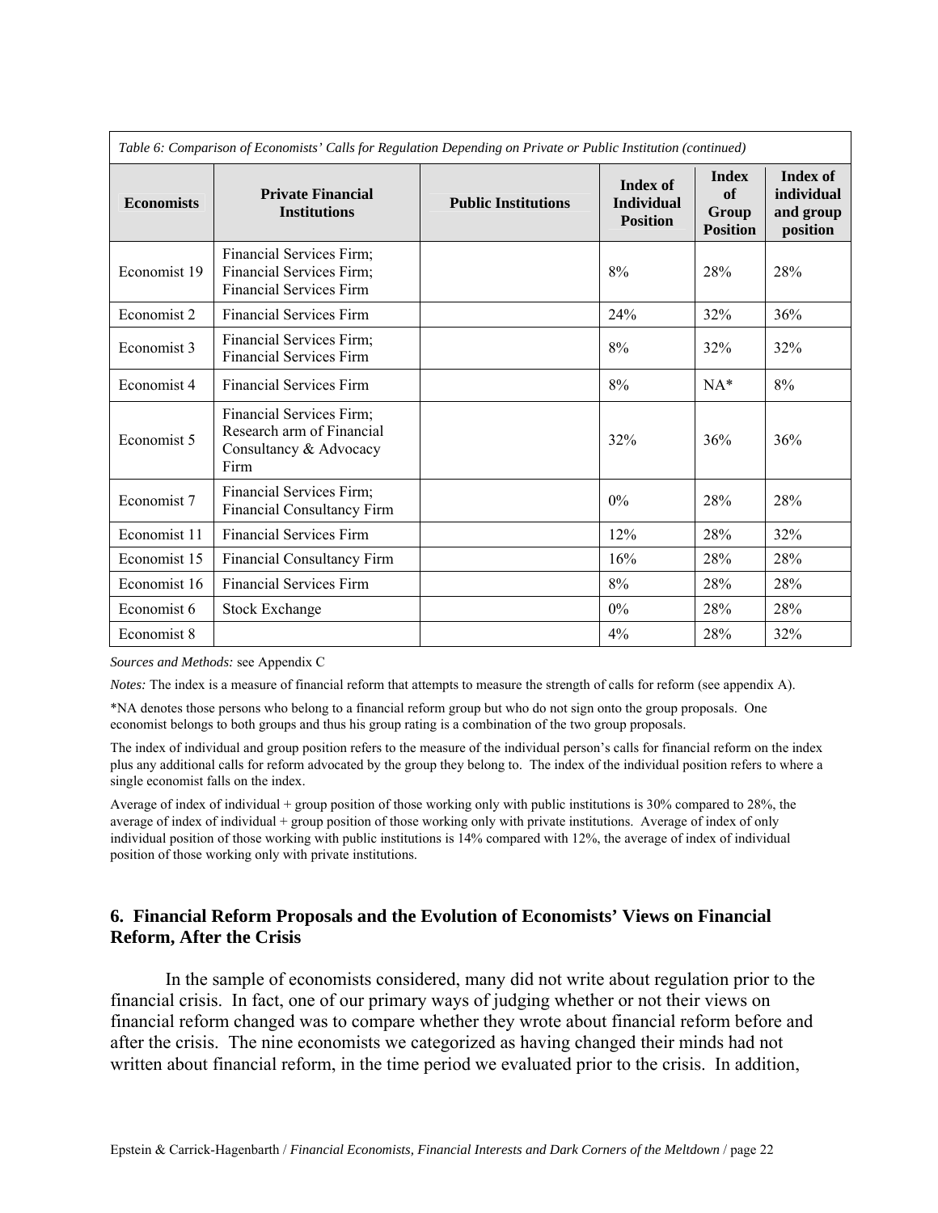*Table 6: Comparison of Economists' Calls for Regulation Depending on Private or Public Institution (continued)*

| Economists | Private Financial Institutions | Public Institutions | Index of Individual Position | Index of Group Position | Index of individual and group position |
|---|---|---|---|---|---|
| Economist 19 | Financial Services Firm; Financial Services Firm; Financial Services Firm | | 8% | 28% | 28% |
| Economist 2 | Financial Services Firm | | 24% | 32% | 36% |
| Economist 3 | Financial Services Firm; Financial Services Firm | | 8% | 32% | 32% |
| Economist 4 | Financial Services Firm | | 8% | NA* | 8% |
| Economist 5 | Financial Services Firm; Research arm of Financial Consultancy & Advocacy Firm | | 32% | 36% | 36% |
| Economist 7 | Financial Services Firm; Financial Consultancy Firm | | 0% | 28% | 28% |
| Economist 11 | Financial Services Firm | | 12% | 28% | 32% |
| Economist 15 | Financial Consultancy Firm | | 16% | 28% | 28% |
| Economist 16 | Financial Services Firm | | 8% | 28% | 28% |
| Economist 6 | Stock Exchange | | 0% | 28% | 28% |
| Economist 8 | | | 4% | 28% | 32% |

*Sources and Methods:* see Appendix C

*Notes:* The index is a measure of financial reform that attempts to measure the strength of calls for reform (see appendix A).

*NA denotes those persons who belong to a financial reform group but who do not sign onto the group proposals. One economist belongs to both groups and thus his group rating is a combination of the two group proposals.

The index of individual and group position refers to the measure of the individual person's calls for financial reform on the index plus any additional calls for reform advocated by the group they belong to. The index of the individual position refers to where a single economist falls on the index.

Average of index of individual + group position of those working only with public institutions is 30% compared to 28%, the average of index of individual + group position of those working only with private institutions. Average of index of only individual position of those working with public institutions is 14% compared with 12%, the average of index of individual position of those working only with private institutions.

## 6. Financial Reform Proposals and the Evolution of Economists' Views on Financial Reform, After the Crisis

In the sample of economists considered, many did not write about regulation prior to the financial crisis. In fact, one of our primary ways of judging whether or not their views on financial reform changed was to compare whether they wrote about financial reform before and after the crisis. The nine economists we categorized as having changed their minds had not written about financial reform, in the time period we evaluated prior to the crisis. In addition,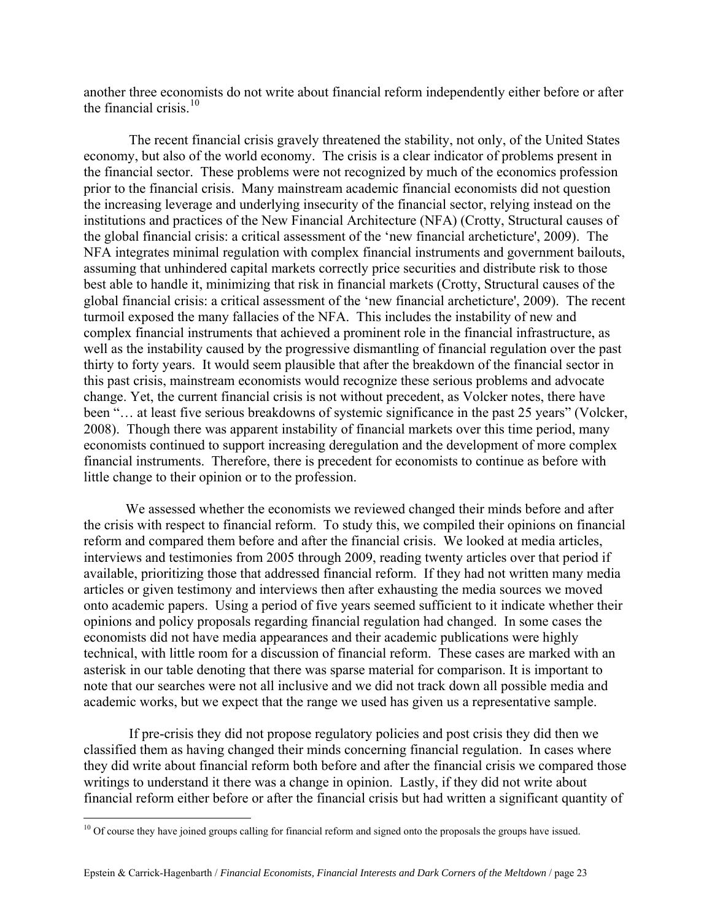another three economists do not write about financial reform independently either before or after the financial crisis.[10]

The recent financial crisis gravely threatened the stability, not only, of the United States economy, but also of the world economy. The crisis is a clear indicator of problems present in the financial sector. These problems were not recognized by much of the economics profession prior to the financial crisis. Many mainstream academic financial economists did not question the increasing leverage and underlying insecurity of the financial sector, relying instead on the institutions and practices of the New Financial Architecture (NFA) (Crotty, Structural causes of the global financial crisis: a critical assessment of the 'new financial archetickture', 2009). The NFA integrates minimal regulation with complex financial instruments and government bailouts, assuming that unhindered capital markets correctly price securities and distribute risk to those best able to handle it, minimizing that risk in financial markets (Crotty, Structural causes of the global financial crisis: a critical assessment of the 'new financial archetickture', 2009). The recent turmoil exposed the many fallacies of the NFA. This includes the instability of new and complex financial instruments that achieved a prominent role in the financial infrastructure, as well as the instability caused by the progressive dismantling of financial regulation over the past thirty to forty years. It would seem plausible that after the breakdown of the financial sector in this past crisis, mainstream economists would recognize these serious problems and advocate change. Yet, the current financial crisis is not without precedent, as Volcker notes, there have been "… at least five serious breakdowns of systemic significance in the past 25 years" (Volcker, 2008). Though there was apparent instability of financial markets over this time period, many economists continued to support increasing deregulation and the development of more complex financial instruments. Therefore, there is precedent for economists to continue as before with little change to their opinion or to the profession.

We assessed whether the economists we reviewed changed their minds before and after the crisis with respect to financial reform. To study this, we compiled their opinions on financial reform and compared them before and after the financial crisis. We looked at media articles, interviews and testimonies from 2005 through 2009, reading twenty articles over that period if available, prioritizing those that addressed financial reform. If they had not written many media articles or given testimony and interviews then after exhausting the media sources we moved onto academic papers. Using a period of five years seemed sufficient to it indicate whether their opinions and policy proposals regarding financial regulation had changed. In some cases the economists did not have media appearances and their academic publications were highly technical, with little room for a discussion of financial reform. These cases are marked with an asterisk in our table denoting that there was sparse material for comparison. It is important to note that our searches were not all inclusive and we did not track down all possible media and academic works, but we expect that the range we used has given us a representative sample.

If pre-crisis they did not propose regulatory policies and post crisis they did then we classified them as having changed their minds concerning financial regulation. In cases where they did write about financial reform both before and after the financial crisis we compared those writings to understand it there was a change in opinion. Lastly, if they did not write about financial reform either before or after the financial crisis but had written a significant quantity of

[10] Of course they have joined groups calling for financial reform and signed onto the proposals the groups have issued.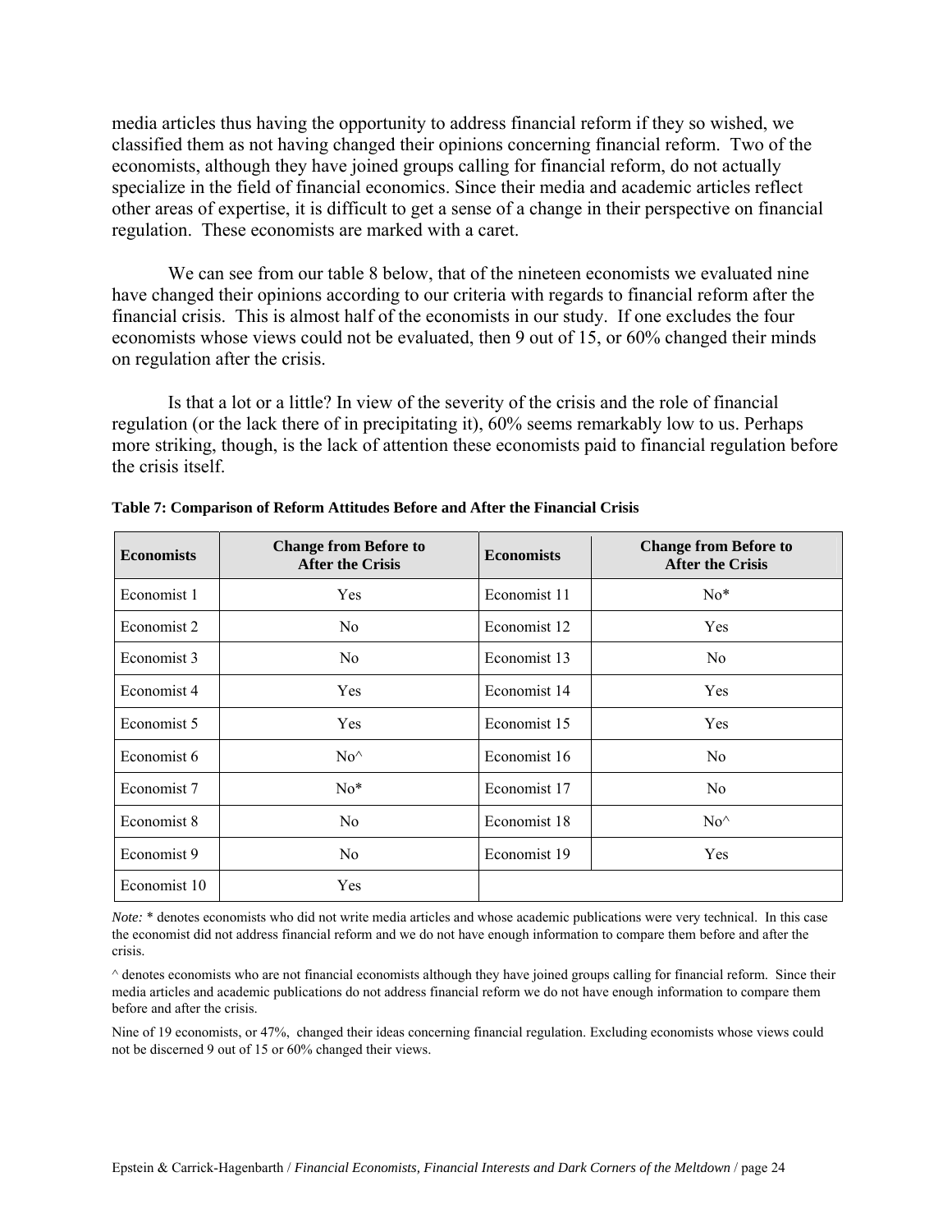media articles thus having the opportunity to address financial reform if they so wished, we classified them as not having changed their opinions concerning financial reform. Two of the economists, although they have joined groups calling for financial reform, do not actually specialize in the field of financial economics. Since their media and academic articles reflect other areas of expertise, it is difficult to get a sense of a change in their perspective on financial regulation. These economists are marked with a caret.

We can see from our table 8 below, that of the nineteen economists we evaluated nine have changed their opinions according to our criteria with regards to financial reform after the financial crisis. This is almost half of the economists in our study. If one excludes the four economists whose views could not be evaluated, then 9 out of 15, or 60% changed their minds on regulation after the crisis.

Is that a lot or a little? In view of the severity of the crisis and the role of financial regulation (or the lack there of in precipitating it), 60% seems remarkably low to us. Perhaps more striking, though, is the lack of attention these economists paid to financial regulation before the crisis itself.

**Table 7: Comparison of Reform Attitudes Before and After the Financial Crisis**

| Economists | Change from Before to After the Crisis | Economists | Change from Before to After the Crisis |
|---|---|---|---|
| Economist 1 | Yes | Economist 11 | No* |
| Economist 2 | No | Economist 12 | Yes |
| Economist 3 | No | Economist 13 | No |
| Economist 4 | Yes | Economist 14 | Yes |
| Economist 5 | Yes | Economist 15 | Yes |
| Economist 6 | No^ | Economist 16 | No |
| Economist 7 | No* | Economist 17 | No |
| Economist 8 | No | Economist 18 | No^ |
| Economist 9 | No | Economist 19 | Yes |
| Economist 10 | Yes | | |

*Note:* * denotes economists who did not write media articles and whose academic publications were very technical. In this case the economist did not address financial reform and we do not have enough information to compare them before and after the crisis.

^ denotes economists who are not financial economists although they have joined groups calling for financial reform. Since their media articles and academic publications do not address financial reform we do not have enough information to compare them before and after the crisis.

Nine of 19 economists, or 47%, changed their ideas concerning financial regulation. Excluding economists whose views could not be discerned 9 out of 15 or 60% changed their views.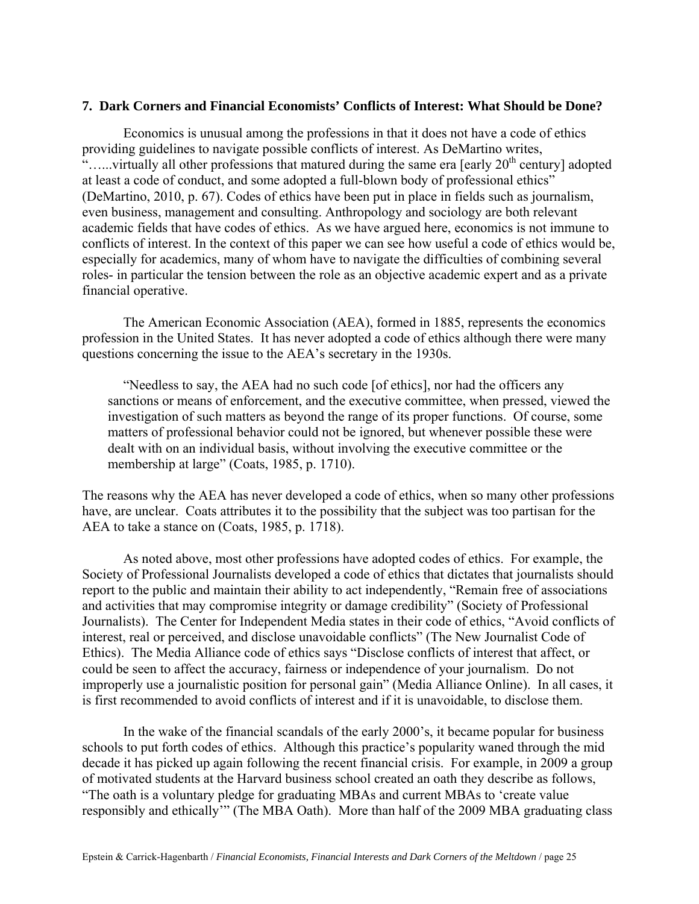### 7. Dark Corners and Financial Economists' Conflicts of Interest: What Should be Done?

Economics is unusual among the professions in that it does not have a code of ethics providing guidelines to navigate possible conflicts of interest. As DeMartino writes, "…...virtually all other professions that matured during the same era [early 20th century] adopted at least a code of conduct, and some adopted a full-blown body of professional ethics" (DeMartino, 2010, p. 67). Codes of ethics have been put in place in fields such as journalism, even business, management and consulting. Anthropology and sociology are both relevant academic fields that have codes of ethics. As we have argued here, economics is not immune to conflicts of interest. In the context of this paper we can see how useful a code of ethics would be, especially for academics, many of whom have to navigate the difficulties of combining several roles- in particular the tension between the role as an objective academic expert and as a private financial operative.

The American Economic Association (AEA), formed in 1885, represents the economics profession in the United States. It has never adopted a code of ethics although there were many questions concerning the issue to the AEA's secretary in the 1930s.

> "Needless to say, the AEA had no such code [of ethics], nor had the officers any sanctions or means of enforcement, and the executive committee, when pressed, viewed the investigation of such matters as beyond the range of its proper functions. Of course, some matters of professional behavior could not be ignored, but whenever possible these were dealt with on an individual basis, without involving the executive committee or the membership at large" (Coats, 1985, p. 1710).

The reasons why the AEA has never developed a code of ethics, when so many other professions have, are unclear. Coats attributes it to the possibility that the subject was too partisan for the AEA to take a stance on (Coats, 1985, p. 1718).

As noted above, most other professions have adopted codes of ethics. For example, the Society of Professional Journalists developed a code of ethics that dictates that journalists should report to the public and maintain their ability to act independently, "Remain free of associations and activities that may compromise integrity or damage credibility" (Society of Professional Journalists). The Center for Independent Media states in their code of ethics, "Avoid conflicts of interest, real or perceived, and disclose unavoidable conflicts" (The New Journalist Code of Ethics). The Media Alliance code of ethics says "Disclose conflicts of interest that affect, or could be seen to affect the accuracy, fairness or independence of your journalism. Do not improperly use a journalistic position for personal gain" (Media Alliance Online). In all cases, it is first recommended to avoid conflicts of interest and if it is unavoidable, to disclose them.

In the wake of the financial scandals of the early 2000's, it became popular for business schools to put forth codes of ethics. Although this practice's popularity waned through the mid decade it has picked up again following the recent financial crisis. For example, in 2009 a group of motivated students at the Harvard business school created an oath they describe as follows, "The oath is a voluntary pledge for graduating MBAs and current MBAs to 'create value responsibly and ethically'" (The MBA Oath). More than half of the 2009 MBA graduating class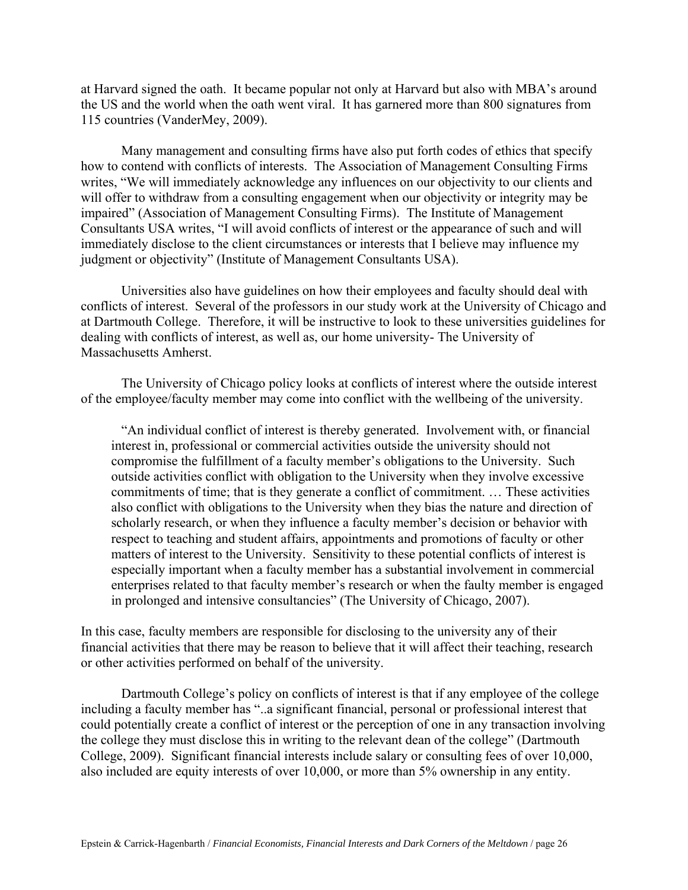at Harvard signed the oath. It became popular not only at Harvard but also with MBA's around the US and the world when the oath went viral. It has garnered more than 800 signatures from 115 countries (VanderMey, 2009).

Many management and consulting firms have also put forth codes of ethics that specify how to contend with conflicts of interests. The Association of Management Consulting Firms writes, "We will immediately acknowledge any influences on our objectivity to our clients and will offer to withdraw from a consulting engagement when our objectivity or integrity may be impaired" (Association of Management Consulting Firms). The Institute of Management Consultants USA writes, "I will avoid conflicts of interest or the appearance of such and will immediately disclose to the client circumstances or interests that I believe may influence my judgment or objectivity" (Institute of Management Consultants USA).

Universities also have guidelines on how their employees and faculty should deal with conflicts of interest. Several of the professors in our study work at the University of Chicago and at Dartmouth College. Therefore, it will be instructive to look to these universities guidelines for dealing with conflicts of interest, as well as, our home university- The University of Massachusetts Amherst.

The University of Chicago policy looks at conflicts of interest where the outside interest of the employee/faculty member may come into conflict with the wellbeing of the university.

> "An individual conflict of interest is thereby generated. Involvement with, or financial interest in, professional or commercial activities outside the university should not compromise the fulfillment of a faculty member's obligations to the University. Such outside activities conflict with obligation to the University when they involve excessive commitments of time; that is they generate a conflict of commitment. … These activities also conflict with obligations to the University when they bias the nature and direction of scholarly research, or when they influence a faculty member's decision or behavior with respect to teaching and student affairs, appointments and promotions of faculty or other matters of interest to the University. Sensitivity to these potential conflicts of interest is especially important when a faculty member has a substantial involvement in commercial enterprises related to that faculty member's research or when the faulty member is engaged in prolonged and intensive consultancies" (The University of Chicago, 2007).

In this case, faculty members are responsible for disclosing to the university any of their financial activities that there may be reason to believe that it will affect their teaching, research or other activities performed on behalf of the university.

Dartmouth College's policy on conflicts of interest is that if any employee of the college including a faculty member has "..a significant financial, personal or professional interest that could potentially create a conflict of interest or the perception of one in any transaction involving the college they must disclose this in writing to the relevant dean of the college" (Dartmouth College, 2009). Significant financial interests include salary or consulting fees of over 10,000, also included are equity interests of over 10,000, or more than 5% ownership in any entity.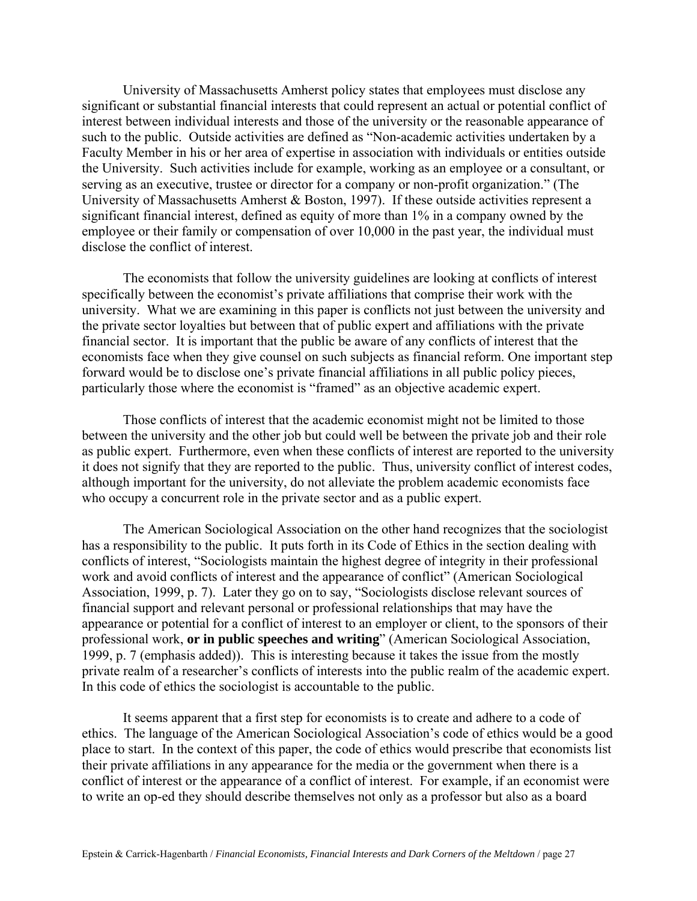University of Massachusetts Amherst policy states that employees must disclose any significant or substantial financial interests that could represent an actual or potential conflict of interest between individual interests and those of the university or the reasonable appearance of such to the public. Outside activities are defined as "Non-academic activities undertaken by a Faculty Member in his or her area of expertise in association with individuals or entities outside the University. Such activities include for example, working as an employee or a consultant, or serving as an executive, trustee or director for a company or non-profit organization." (The University of Massachusetts Amherst & Boston, 1997). If these outside activities represent a significant financial interest, defined as equity of more than 1% in a company owned by the employee or their family or compensation of over 10,000 in the past year, the individual must disclose the conflict of interest.

The economists that follow the university guidelines are looking at conflicts of interest specifically between the economist's private affiliations that comprise their work with the university. What we are examining in this paper is conflicts not just between the university and the private sector loyalties but between that of public expert and affiliations with the private financial sector. It is important that the public be aware of any conflicts of interest that the economists face when they give counsel on such subjects as financial reform. One important step forward would be to disclose one's private financial affiliations in all public policy pieces, particularly those where the economist is "framed" as an objective academic expert.

Those conflicts of interest that the academic economist might not be limited to those between the university and the other job but could well be between the private job and their role as public expert. Furthermore, even when these conflicts of interest are reported to the university it does not signify that they are reported to the public. Thus, university conflict of interest codes, although important for the university, do not alleviate the problem academic economists face who occupy a concurrent role in the private sector and as a public expert.

The American Sociological Association on the other hand recognizes that the sociologist has a responsibility to the public. It puts forth in its Code of Ethics in the section dealing with conflicts of interest, "Sociologists maintain the highest degree of integrity in their professional work and avoid conflicts of interest and the appearance of conflict" (American Sociological Association, 1999, p. 7). Later they go on to say, "Sociologists disclose relevant sources of financial support and relevant personal or professional relationships that may have the appearance or potential for a conflict of interest to an employer or client, to the sponsors of their professional work, **or in public speeches and writing**" (American Sociological Association, 1999, p. 7 (emphasis added)). This is interesting because it takes the issue from the mostly private realm of a researcher's conflicts of interests into the public realm of the academic expert. In this code of ethics the sociologist is accountable to the public.

It seems apparent that a first step for economists is to create and adhere to a code of ethics. The language of the American Sociological Association's code of ethics would be a good place to start. In the context of this paper, the code of ethics would prescribe that economists list their private affiliations in any appearance for the media or the government when there is a conflict of interest or the appearance of a conflict of interest. For example, if an economist were to write an op-ed they should describe themselves not only as a professor but also as a board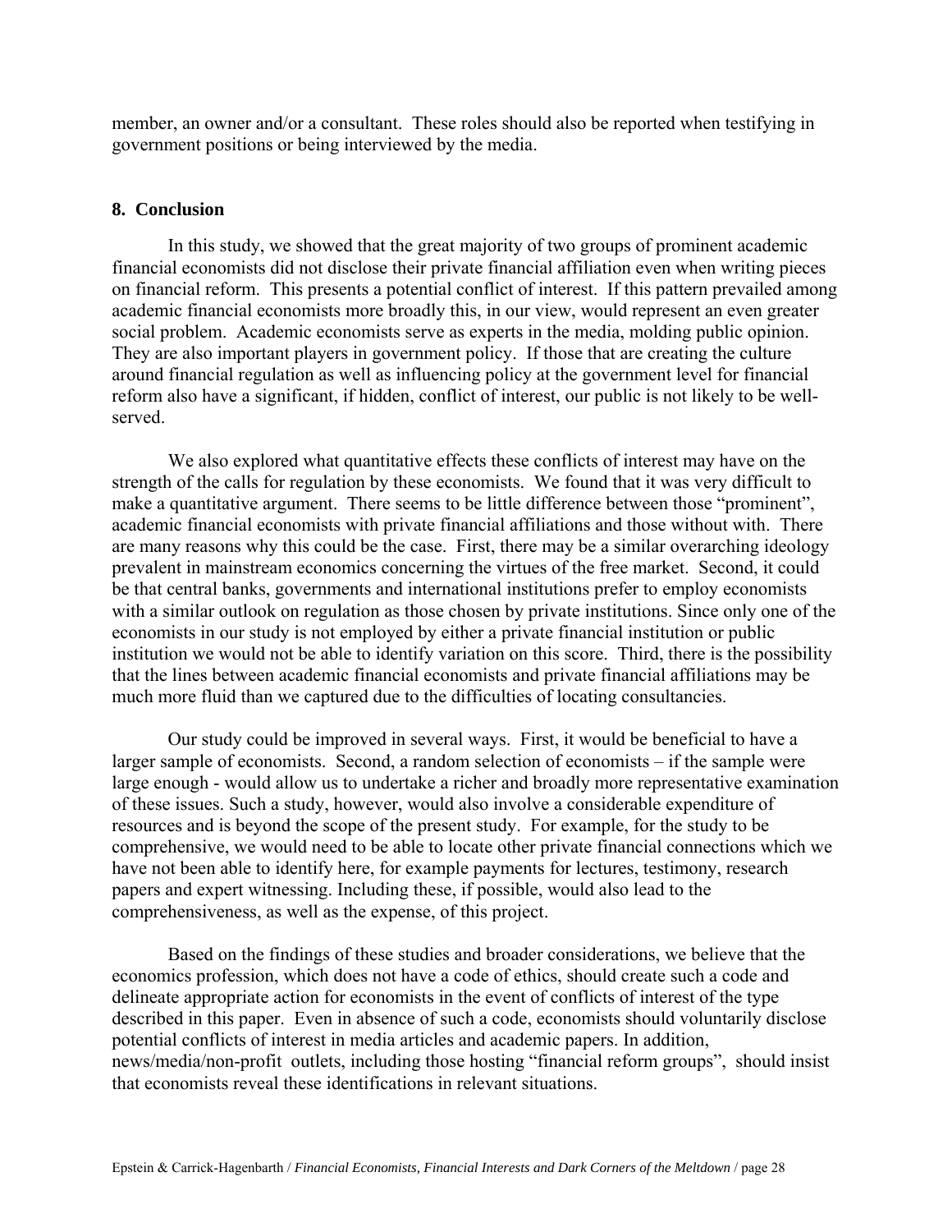member, an owner and/or a consultant. These roles should also be reported when testifying in government positions or being interviewed by the media.

## 8. Conclusion

In this study, we showed that the great majority of two groups of prominent academic financial economists did not disclose their private financial affiliation even when writing pieces on financial reform. This presents a potential conflict of interest. If this pattern prevailed among academic financial economists more broadly this, in our view, would represent an even greater social problem. Academic economists serve as experts in the media, molding public opinion. They are also important players in government policy. If those that are creating the culture around financial regulation as well as influencing policy at the government level for financial reform also have a significant, if hidden, conflict of interest, our public is not likely to be well-served.

We also explored what quantitative effects these conflicts of interest may have on the strength of the calls for regulation by these economists. We found that it was very difficult to make a quantitative argument. There seems to be little difference between those "prominent", academic financial economists with private financial affiliations and those without with. There are many reasons why this could be the case. First, there may be a similar overarching ideology prevalent in mainstream economics concerning the virtues of the free market. Second, it could be that central banks, governments and international institutions prefer to employ economists with a similar outlook on regulation as those chosen by private institutions. Since only one of the economists in our study is not employed by either a private financial institution or public institution we would not be able to identify variation on this score. Third, there is the possibility that the lines between academic financial economists and private financial affiliations may be much more fluid than we captured due to the difficulties of locating consultancies.

Our study could be improved in several ways. First, it would be beneficial to have a larger sample of economists. Second, a random selection of economists – if the sample were large enough - would allow us to undertake a richer and broadly more representative examination of these issues. Such a study, however, would also involve a considerable expenditure of resources and is beyond the scope of the present study. For example, for the study to be comprehensive, we would need to be able to locate other private financial connections which we have not been able to identify here, for example payments for lectures, testimony, research papers and expert witnessing. Including these, if possible, would also lead to the comprehensiveness, as well as the expense, of this project.

Based on the findings of these studies and broader considerations, we believe that the economics profession, which does not have a code of ethics, should create such a code and delineate appropriate action for economists in the event of conflicts of interest of the type described in this paper. Even in absence of such a code, economists should voluntarily disclose potential conflicts of interest in media articles and academic papers. In addition, news/media/non-profit outlets, including those hosting "financial reform groups", should insist that economists reveal these identifications in relevant situations.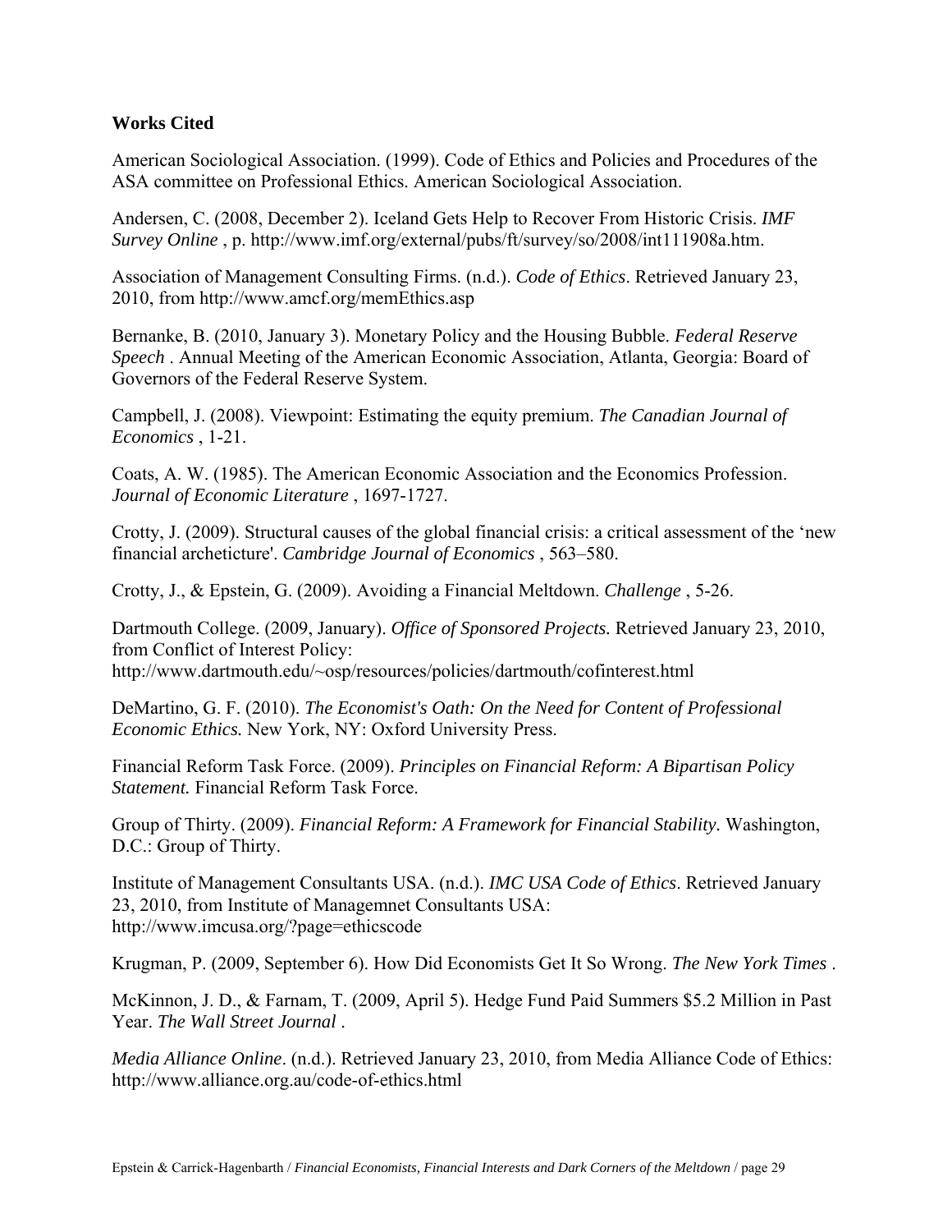**Works Cited**

American Sociological Association. (1999). Code of Ethics and Policies and Procedures of the ASA committee on Professional Ethics. American Sociological Association.

Andersen, C. (2008, December 2). Iceland Gets Help to Recover From Historic Crisis. *IMF Survey Online* , p. http://www.imf.org/external/pubs/ft/survey/so/2008/int111908a.htm.

Association of Management Consulting Firms. (n.d.). *Code of Ethics*. Retrieved January 23, 2010, from http://www.amcf.org/memEthics.asp

Bernanke, B. (2010, January 3). Monetary Policy and the Housing Bubble. *Federal Reserve Speech* . Annual Meeting of the American Economic Association, Atlanta, Georgia: Board of Governors of the Federal Reserve System.

Campbell, J. (2008). Viewpoint: Estimating the equity premium. *The Canadian Journal of Economics* , 1-21.

Coats, A. W. (1985). The American Economic Association and the Economics Profession. *Journal of Economic Literature* , 1697-1727.

Crotty, J. (2009). Structural causes of the global financial crisis: a critical assessment of the 'new financial archeticture'. *Cambridge Journal of Economics* , 563–580.

Crotty, J., & Epstein, G. (2009). Avoiding a Financial Meltdown. *Challenge* , 5-26.

Dartmouth College. (2009, January). *Office of Sponsored Projects.* Retrieved January 23, 2010, from Conflict of Interest Policy: http://www.dartmouth.edu/~osp/resources/policies/dartmouth/cofinterest.html

DeMartino, G. F. (2010). *The Economist's Oath: On the Need for Content of Professional Economic Ethics.* New York, NY: Oxford University Press.

Financial Reform Task Force. (2009). *Principles on Financial Reform: A Bipartisan Policy Statement.* Financial Reform Task Force.

Group of Thirty. (2009). *Financial Reform: A Framework for Financial Stability.* Washington, D.C.: Group of Thirty.

Institute of Management Consultants USA. (n.d.). *IMC USA Code of Ethics*. Retrieved January 23, 2010, from Institute of Managemnet Consultants USA: http://www.imcusa.org/?page=ethicscode

Krugman, P. (2009, September 6). How Did Economists Get It So Wrong. *The New York Times* .

McKinnon, J. D., & Farnam, T. (2009, April 5). Hedge Fund Paid Summers $5.2 Million in Past Year. *The Wall Street Journal* .

*Media Alliance Online*. (n.d.). Retrieved January 23, 2010, from Media Alliance Code of Ethics: http://www.alliance.org.au/code-of-ethics.html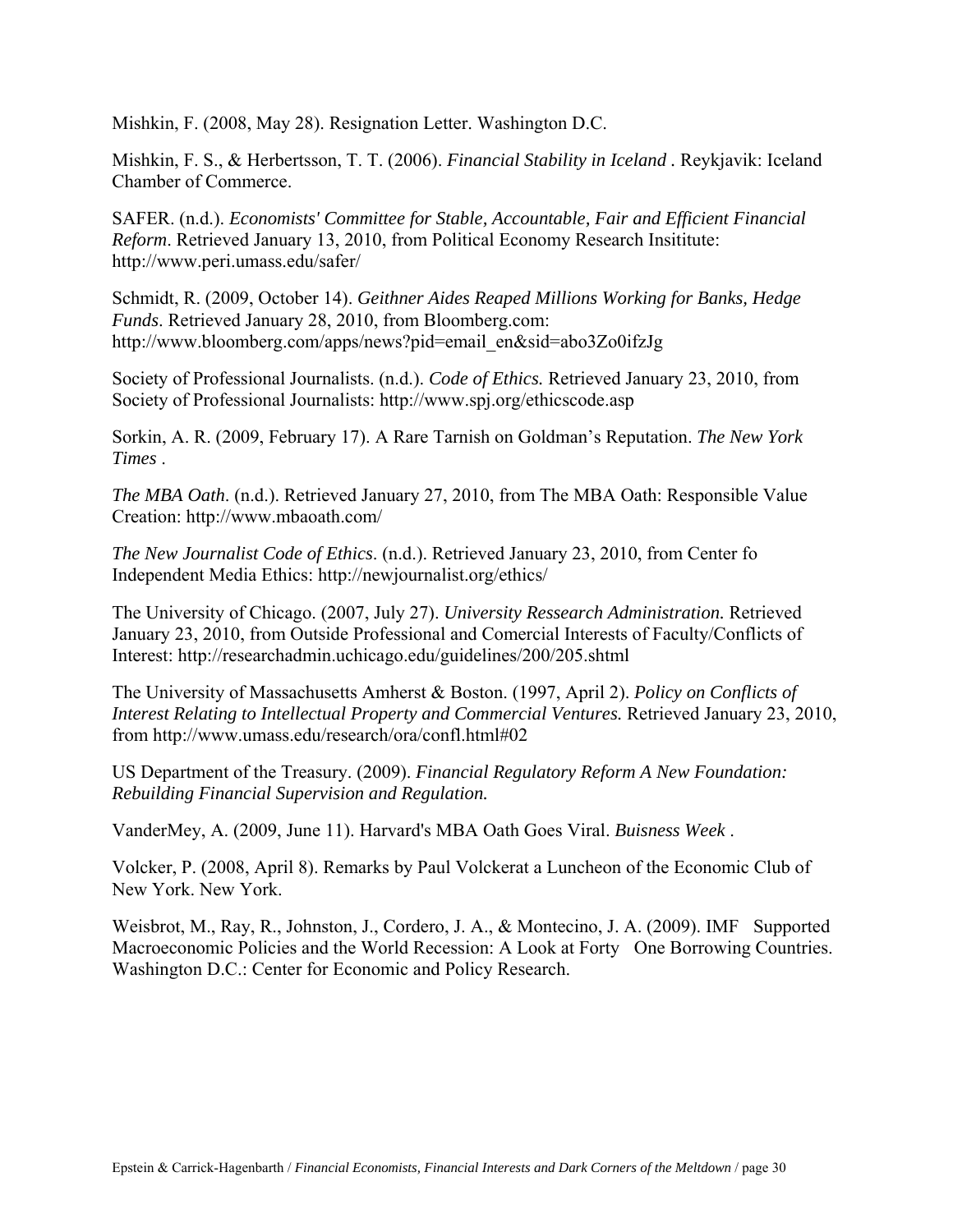Mishkin, F. (2008, May 28). Resignation Letter. Washington D.C.

Mishkin, F. S., & Herbertsson, T. T. (2006). *Financial Stability in Iceland* . Reykjavik: Iceland Chamber of Commerce.

SAFER. (n.d.). *Economists' Committee for Stable, Accountable, Fair and Efficient Financial Reform*. Retrieved January 13, 2010, from Political Economy Research Insititute: http://www.peri.umass.edu/safer/

Schmidt, R. (2009, October 14). *Geithner Aides Reaped Millions Working for Banks, Hedge Funds*. Retrieved January 28, 2010, from Bloomberg.com: http://www.bloomberg.com/apps/news?pid=email_en&sid=abo3Zo0ifzJg

Society of Professional Journalists. (n.d.). *Code of Ethics.* Retrieved January 23, 2010, from Society of Professional Journalists: http://www.spj.org/ethicscode.asp

Sorkin, A. R. (2009, February 17). A Rare Tarnish on Goldman's Reputation. *The New York Times* .

*The MBA Oath*. (n.d.). Retrieved January 27, 2010, from The MBA Oath: Responsible Value Creation: http://www.mbaoath.com/

*The New Journalist Code of Ethics*. (n.d.). Retrieved January 23, 2010, from Center fo Independent Media Ethics: http://newjournalist.org/ethics/

The University of Chicago. (2007, July 27). *University Ressearch Administration.* Retrieved January 23, 2010, from Outside Professional and Comercial Interests of Faculty/Conflicts of Interest: http://researchadmin.uchicago.edu/guidelines/200/205.shtml

The University of Massachusetts Amherst & Boston. (1997, April 2). *Policy on Conflicts of Interest Relating to Intellectual Property and Commercial Ventures.* Retrieved January 23, 2010, from http://www.umass.edu/research/ora/confl.html#02

US Department of the Treasury. (2009). *Financial Regulatory Reform A New Foundation: Rebuilding Financial Supervision and Regulation.*

VanderMey, A. (2009, June 11). Harvard's MBA Oath Goes Viral. *Buisness Week* .

Volcker, P. (2008, April 8). Remarks by Paul Volckerat a Luncheon of the Economic Club of New York. New York.

Weisbrot, M., Ray, R., Johnston, J., Cordero, J. A., & Montecino, J. A. (2009). IMF Supported Macroeconomic Policies and the World Recession: A Look at Forty One Borrowing Countries. Washington D.C.: Center for Economic and Policy Research.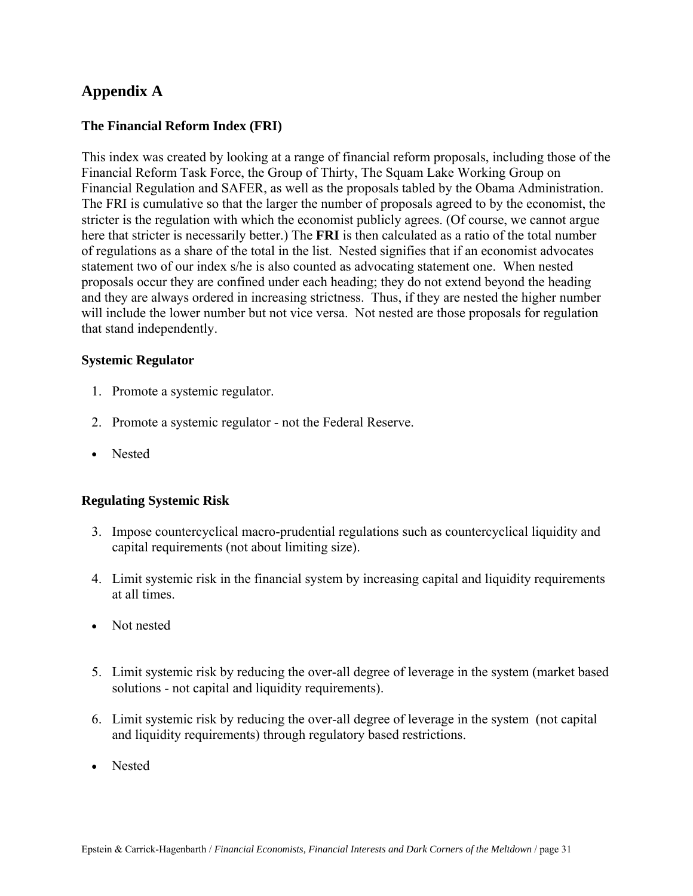# Appendix A

### The Financial Reform Index (FRI)

This index was created by looking at a range of financial reform proposals, including those of the Financial Reform Task Force, the Group of Thirty, The Squam Lake Working Group on Financial Regulation and SAFER, as well as the proposals tabled by the Obama Administration. The FRI is cumulative so that the larger the number of proposals agreed to by the economist, the stricter is the regulation with which the economist publicly agrees. (Of course, we cannot argue here that stricter is necessarily better.) The **FRI** is then calculated as a ratio of the total number of regulations as a share of the total in the list. Nested signifies that if an economist advocates statement two of our index s/he is also counted as advocating statement one. When nested proposals occur they are confined under each heading; they do not extend beyond the heading and they are always ordered in increasing strictness. Thus, if they are nested the higher number will include the lower number but not vice versa. Not nested are those proposals for regulation that stand independently.

### Systemic Regulator

1. Promote a systemic regulator.
2. Promote a systemic regulator - not the Federal Reserve.

- Nested

### Regulating Systemic Risk

3. Impose countercyclical macro-prudential regulations such as countercyclical liquidity and capital requirements (not about limiting size).
4. Limit systemic risk in the financial system by increasing capital and liquidity requirements at all times.

- Not nested

5. Limit systemic risk by reducing the over-all degree of leverage in the system (market based solutions - not capital and liquidity requirements).
6. Limit systemic risk by reducing the over-all degree of leverage in the system (not capital and liquidity requirements) through regulatory based restrictions.

- Nested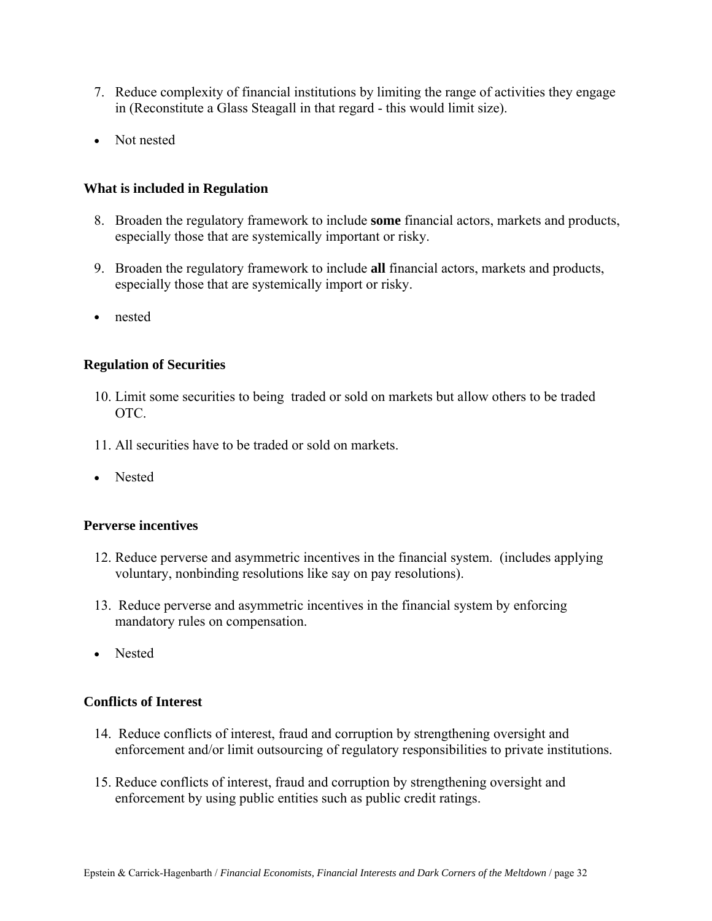7. Reduce complexity of financial institutions by limiting the range of activities they engage in (Reconstitute a Glass Steagall in that regard - this would limit size).

- Not nested

**What is included in Regulation**

8. Broaden the regulatory framework to include **some** financial actors, markets and products, especially those that are systemically important or risky.
9. Broaden the regulatory framework to include **all** financial actors, markets and products, especially those that are systemically import or risky.

- nested

**Regulation of Securities**

10. Limit some securities to being traded or sold on markets but allow others to be traded OTC.
11. All securities have to be traded or sold on markets.

- Nested

**Perverse incentives**

12. Reduce perverse and asymmetric incentives in the financial system. (includes applying voluntary, nonbinding resolutions like say on pay resolutions).
13. Reduce perverse and asymmetric incentives in the financial system by enforcing mandatory rules on compensation.

- Nested

**Conflicts of Interest**

14. Reduce conflicts of interest, fraud and corruption by strengthening oversight and enforcement and/or limit outsourcing of regulatory responsibilities to private institutions.
15. Reduce conflicts of interest, fraud and corruption by strengthening oversight and enforcement by using public entities such as public credit ratings.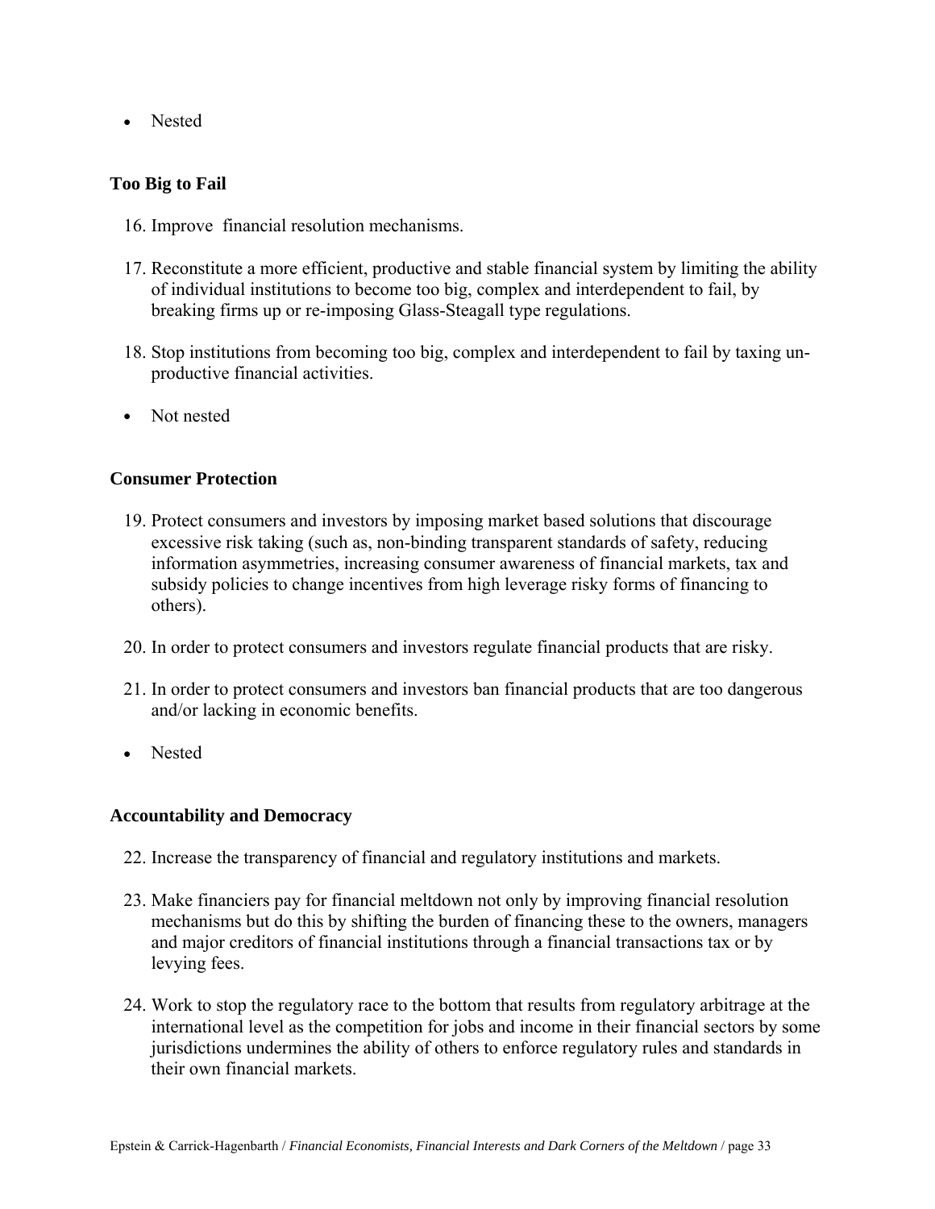- Nested

**Too Big to Fail**

16. Improve financial resolution mechanisms.

17. Reconstitute a more efficient, productive and stable financial system by limiting the ability of individual institutions to become too big, complex and interdependent to fail, by breaking firms up or re-imposing Glass-Steagall type regulations.

18. Stop institutions from becoming too big, complex and interdependent to fail by taxing un-productive financial activities.

- Not nested

**Consumer Protection**

19. Protect consumers and investors by imposing market based solutions that discourage excessive risk taking (such as, non-binding transparent standards of safety, reducing information asymmetries, increasing consumer awareness of financial markets, tax and subsidy policies to change incentives from high leverage risky forms of financing to others).

20. In order to protect consumers and investors regulate financial products that are risky.

21. In order to protect consumers and investors ban financial products that are too dangerous and/or lacking in economic benefits.

- Nested

**Accountability and Democracy**

22. Increase the transparency of financial and regulatory institutions and markets.

23. Make financiers pay for financial meltdown not only by improving financial resolution mechanisms but do this by shifting the burden of financing these to the owners, managers and major creditors of financial institutions through a financial transactions tax or by levying fees.

24. Work to stop the regulatory race to the bottom that results from regulatory arbitrage at the international level as the competition for jobs and income in their financial sectors by some jurisdictions undermines the ability of others to enforce regulatory rules and standards in their own financial markets.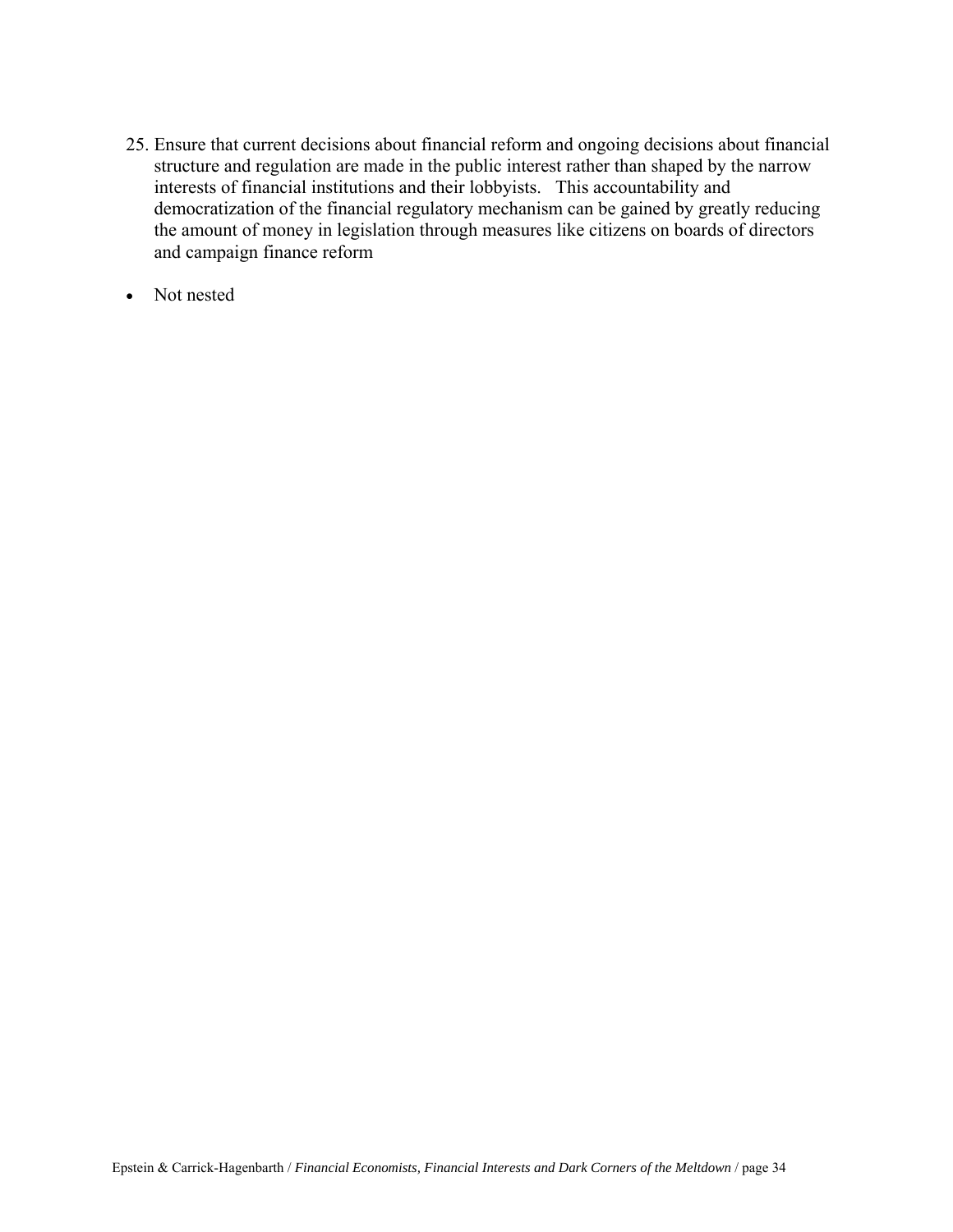25. Ensure that current decisions about financial reform and ongoing decisions about financial structure and regulation are made in the public interest rather than shaped by the narrow interests of financial institutions and their lobbyists. This accountability and democratization of the financial regulatory mechanism can be gained by greatly reducing the amount of money in legislation through measures like citizens on boards of directors and campaign finance reform

- Not nested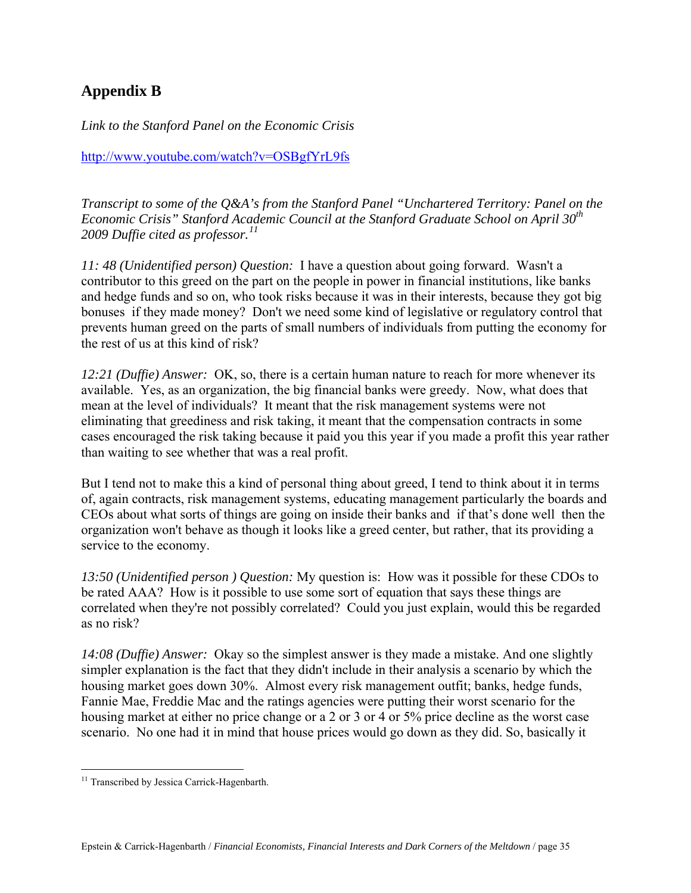## Appendix B

*Link to the Stanford Panel on the Economic Crisis*

http://www.youtube.com/watch?v=OSBgfYrL9fs

*Transcript to some of the Q&A's from the Stanford Panel "Unchartered Territory: Panel on the Economic Crisis" Stanford Academic Council at the Stanford Graduate School on April 30th 2009 Duffie cited as professor.*[11]

*11: 48 (Unidentified person) Question:* I have a question about going forward. Wasn't a contributor to this greed on the part on the people in power in financial institutions, like banks and hedge funds and so on, who took risks because it was in their interests, because they got big bonuses if they made money? Don't we need some kind of legislative or regulatory control that prevents human greed on the parts of small numbers of individuals from putting the economy for the rest of us at this kind of risk?

*12:21 (Duffie) Answer:* OK, so, there is a certain human nature to reach for more whenever its available. Yes, as an organization, the big financial banks were greedy. Now, what does that mean at the level of individuals? It meant that the risk management systems were not eliminating that greediness and risk taking, it meant that the compensation contracts in some cases encouraged the risk taking because it paid you this year if you made a profit this year rather than waiting to see whether that was a real profit.

But I tend not to make this a kind of personal thing about greed, I tend to think about it in terms of, again contracts, risk management systems, educating management particularly the boards and CEOs about what sorts of things are going on inside their banks and if that's done well then the organization won't behave as though it looks like a greed center, but rather, that its providing a service to the economy.

*13:50 (Unidentified person ) Question:* My question is: How was it possible for these CDOs to be rated AAA? How is it possible to use some sort of equation that says these things are correlated when they're not possibly correlated? Could you just explain, would this be regarded as no risk?

*14:08 (Duffie) Answer:* Okay so the simplest answer is they made a mistake. And one slightly simpler explanation is the fact that they didn't include in their analysis a scenario by which the housing market goes down 30%. Almost every risk management outfit; banks, hedge funds, Fannie Mae, Freddie Mac and the ratings agencies were putting their worst scenario for the housing market at either no price change or a 2 or 3 or 4 or 5% price decline as the worst case scenario. No one had it in mind that house prices would go down as they did. So, basically it

[11] Transcribed by Jessica Carrick-Hagenbarth.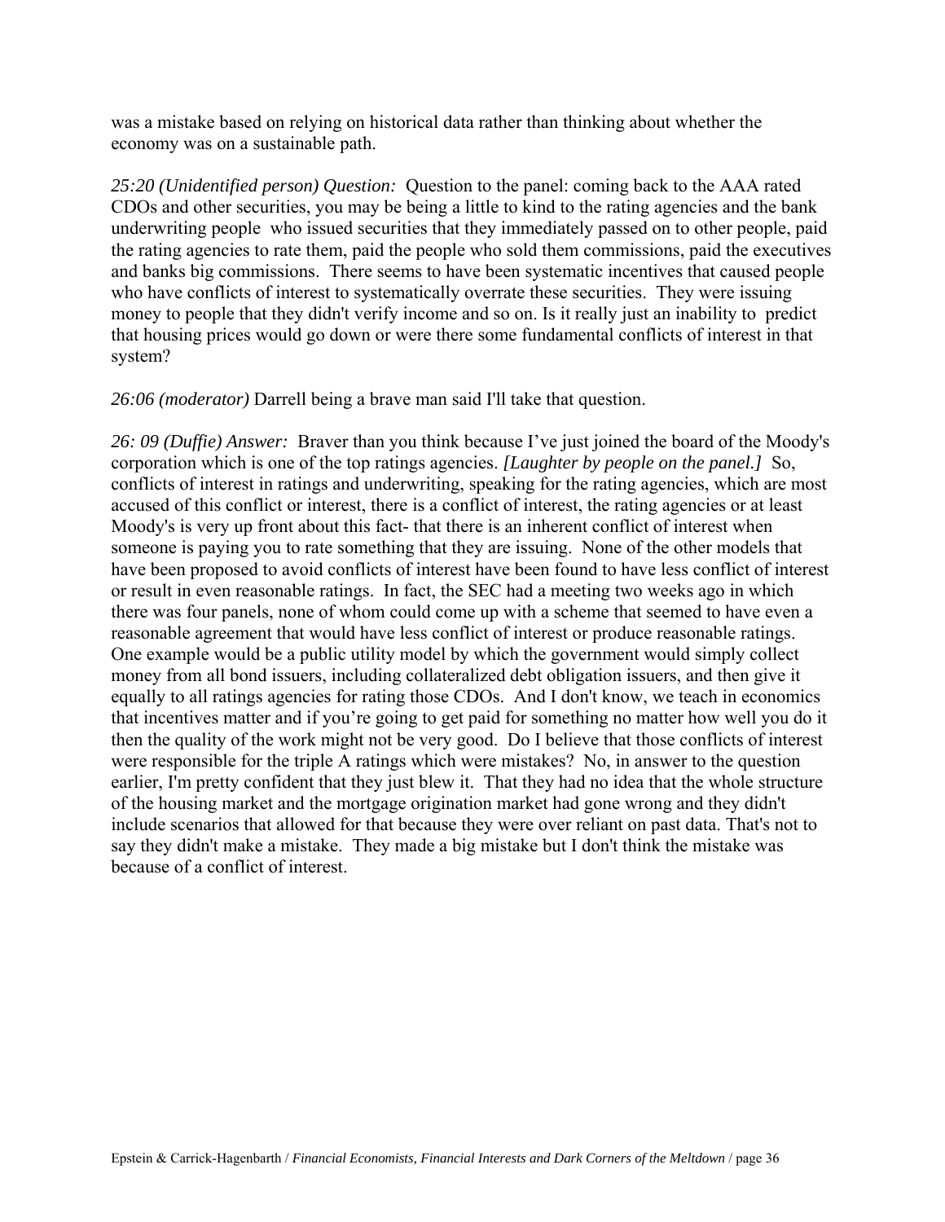was a mistake based on relying on historical data rather than thinking about whether the economy was on a sustainable path.

*25:20 (Unidentified person) Question:* Question to the panel: coming back to the AAA rated CDOs and other securities, you may be being a little to kind to the rating agencies and the bank underwriting people who issued securities that they immediately passed on to other people, paid the rating agencies to rate them, paid the people who sold them commissions, paid the executives and banks big commissions. There seems to have been systematic incentives that caused people who have conflicts of interest to systematically overrate these securities. They were issuing money to people that they didn't verify income and so on. Is it really just an inability to predict that housing prices would go down or were there some fundamental conflicts of interest in that system?

*26:06 (moderator)* Darrell being a brave man said I'll take that question.

*26: 09 (Duffie) Answer:* Braver than you think because I've just joined the board of the Moody's corporation which is one of the top ratings agencies. *[Laughter by people on the panel.]* So, conflicts of interest in ratings and underwriting, speaking for the rating agencies, which are most accused of this conflict or interest, there is a conflict of interest, the rating agencies or at least Moody's is very up front about this fact- that there is an inherent conflict of interest when someone is paying you to rate something that they are issuing. None of the other models that have been proposed to avoid conflicts of interest have been found to have less conflict of interest or result in even reasonable ratings. In fact, the SEC had a meeting two weeks ago in which there was four panels, none of whom could come up with a scheme that seemed to have even a reasonable agreement that would have less conflict of interest or produce reasonable ratings. One example would be a public utility model by which the government would simply collect money from all bond issuers, including collateralized debt obligation issuers, and then give it equally to all ratings agencies for rating those CDOs. And I don't know, we teach in economics that incentives matter and if you're going to get paid for something no matter how well you do it then the quality of the work might not be very good. Do I believe that those conflicts of interest were responsible for the triple A ratings which were mistakes? No, in answer to the question earlier, I'm pretty confident that they just blew it. That they had no idea that the whole structure of the housing market and the mortgage origination market had gone wrong and they didn't include scenarios that allowed for that because they were over reliant on past data. That's not to say they didn't make a mistake. They made a big mistake but I don't think the mistake was because of a conflict of interest.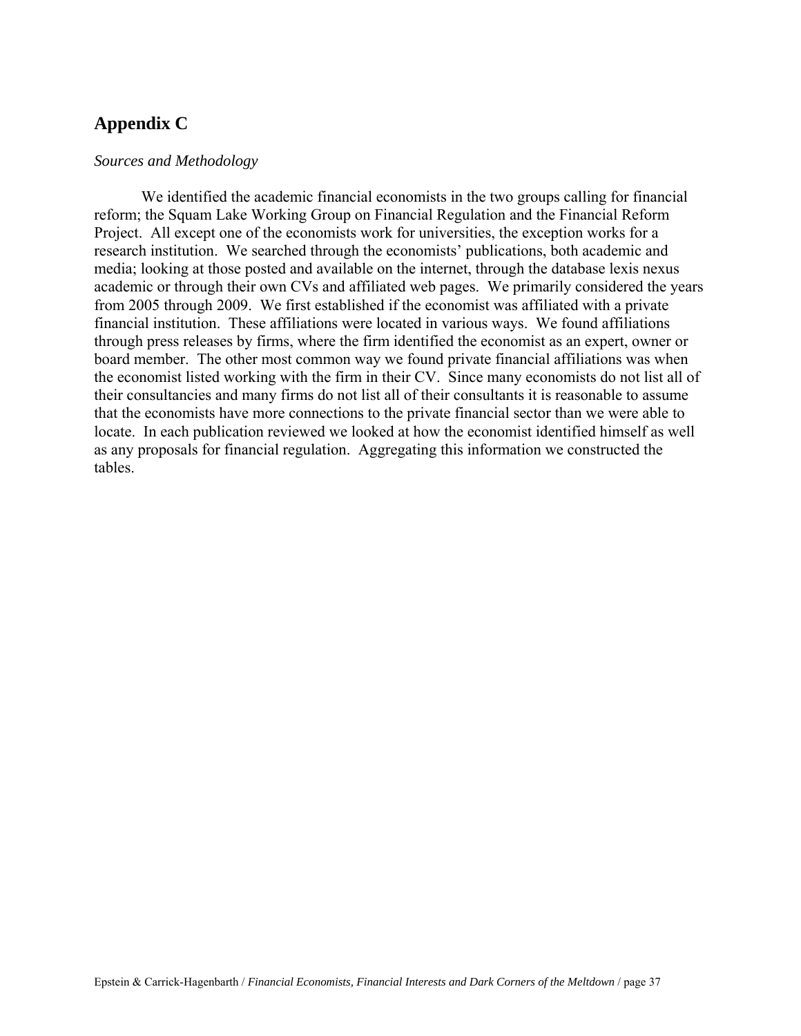## Appendix C

*Sources and Methodology*

We identified the academic financial economists in the two groups calling for financial reform; the Squam Lake Working Group on Financial Regulation and the Financial Reform Project. All except one of the economists work for universities, the exception works for a research institution. We searched through the economists' publications, both academic and media; looking at those posted and available on the internet, through the database lexis nexus academic or through their own CVs and affiliated web pages. We primarily considered the years from 2005 through 2009. We first established if the economist was affiliated with a private financial institution. These affiliations were located in various ways. We found affiliations through press releases by firms, where the firm identified the economist as an expert, owner or board member. The other most common way we found private financial affiliations was when the economist listed working with the firm in their CV. Since many economists do not list all of their consultancies and many firms do not list all of their consultants it is reasonable to assume that the economists have more connections to the private financial sector than we were able to locate. In each publication reviewed we looked at how the economist identified himself as well as any proposals for financial regulation. Aggregating this information we constructed the tables.